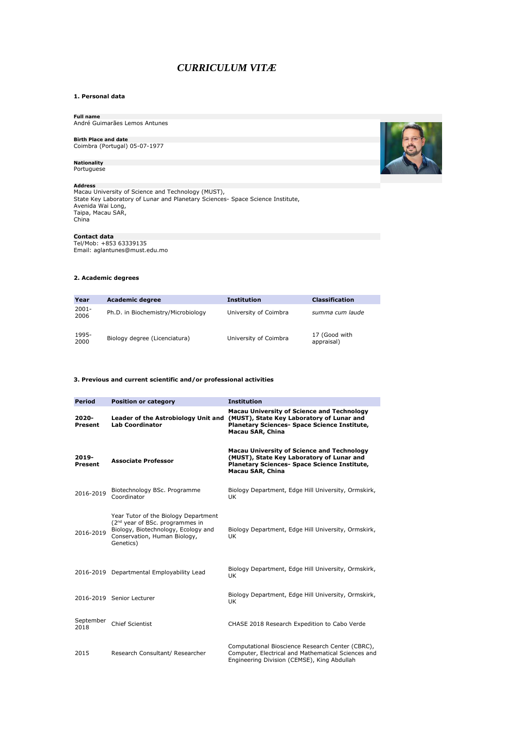# *CURRICULUM VITÆ*

## 1. Personal data

**Full name**
André Guimarães Lemos Antunes

**Birth Place and date**
Coimbra (Portugal) 05-07-1977

**Nationality**
Portuguese

**Address**
Macau University of Science and Technology (MUST),
State Key Laboratory of Lunar and Planetary Sciences- Space Science Institute,
Avenida Wai Long,
Taipa, Macau SAR,
China

**Contact data**
Tel/Mob: +853 63339135
Email: aglantunes@must.edu.mo

## 2. Academic degrees

| Year | Academic degree | Institution | Classification |
|---|---|---|---|
| 2001-2006 | Ph.D. in Biochemistry/Microbiology | University of Coimbra | *summa cum laude* |
| 1995-2000 | Biology degree (Licenciatura) | University of Coimbra | 17 (Good with appraisal) |

## 3. Previous and current scientific and/or professional activities

| Period | Position or category | Institution |
|---|---|---|
| **2020-Present** | **Leader of the Astrobiology Unit and Lab Coordinator** | **Macau University of Science and Technology (MUST), State Key Laboratory of Lunar and Planetary Sciences- Space Science Institute, Macau SAR, China** |
| **2019-Present** | **Associate Professor** | **Macau University of Science and Technology (MUST), State Key Laboratory of Lunar and Planetary Sciences- Space Science Institute, Macau SAR, China** |
| 2016-2019 | Biotechnology BSc. Programme Coordinator | Biology Department, Edge Hill University, Ormskirk, UK |
| 2016-2019 | Year Tutor of the Biology Department (2nd year of BSc. programmes in Biology, Biotechnology, Ecology and Conservation, Human Biology, Genetics) | Biology Department, Edge Hill University, Ormskirk, UK |
| 2016-2019 | Departmental Employability Lead | Biology Department, Edge Hill University, Ormskirk, UK |
| 2016-2019 | Senior Lecturer | Biology Department, Edge Hill University, Ormskirk, UK |
| September 2018 | Chief Scientist | CHASE 2018 Research Expedition to Cabo Verde |
| 2015 | Research Consultant/ Researcher | Computational Bioscience Research Center (CBRC), Computer, Electrical and Mathematical Sciences and Engineering Division (CEMSE), King Abdullah |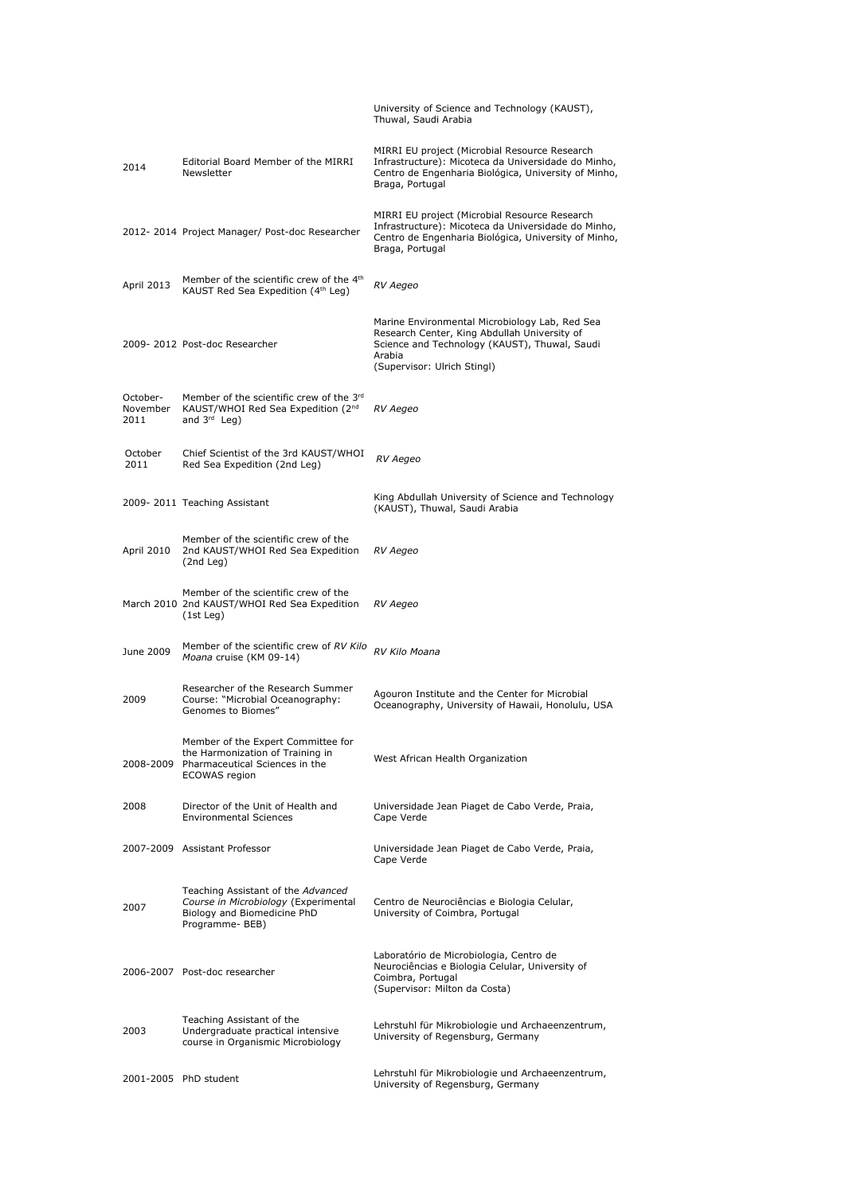| | | |
|---|---|---|
| | | University of Science and Technology (KAUST), Thuwal, Saudi Arabia |
| 2014 | Editorial Board Member of the MIRRI Newsletter | MIRRI EU project (Microbial Resource Research Infrastructure): Micoteca da Universidade do Minho, Centro de Engenharia Biológica, University of Minho, Braga, Portugal |
| 2012- 2014 | Project Manager/ Post-doc Researcher | MIRRI EU project (Microbial Resource Research Infrastructure): Micoteca da Universidade do Minho, Centro de Engenharia Biológica, University of Minho, Braga, Portugal |
| April 2013 | Member of the scientific crew of the 4th KAUST Red Sea Expedition (4th Leg) | *RV Aegeo* |
| 2009- 2012 | Post-doc Researcher | Marine Environmental Microbiology Lab, Red Sea Research Center, King Abdullah University of Science and Technology (KAUST), Thuwal, Saudi Arabia (Supervisor: Ulrich Stingl) |
| October-November 2011 | Member of the scientific crew of the 3rd KAUST/WHOI Red Sea Expedition (2nd and 3rd Leg) | *RV Aegeo* |
| October 2011 | Chief Scientist of the 3rd KAUST/WHOI Red Sea Expedition (2nd Leg) | *RV Aegeo* |
| 2009- 2011 | Teaching Assistant | King Abdullah University of Science and Technology (KAUST), Thuwal, Saudi Arabia |
| April 2010 | Member of the scientific crew of the 2nd KAUST/WHOI Red Sea Expedition (2nd Leg) | *RV Aegeo* |
| March 2010 | Member of the scientific crew of the 2nd KAUST/WHOI Red Sea Expedition (1st Leg) | *RV Aegeo* |
| June 2009 | Member of the scientific crew of *RV Kilo Moana* cruise (KM 09-14) | *RV Kilo Moana* |
| 2009 | Researcher of the Research Summer Course: "Microbial Oceanography: Genomes to Biomes" | Agouron Institute and the Center for Microbial Oceanography, University of Hawaii, Honolulu, USA |
| 2008-2009 | Member of the Expert Committee for the Harmonization of Training in Pharmaceutical Sciences in the ECOWAS region | West African Health Organization |
| 2008 | Director of the Unit of Health and Environmental Sciences | Universidade Jean Piaget de Cabo Verde, Praia, Cape Verde |
| 2007-2009 | Assistant Professor | Universidade Jean Piaget de Cabo Verde, Praia, Cape Verde |
| 2007 | Teaching Assistant of the *Advanced Course in Microbiology* (Experimental Biology and Biomedicine PhD Programme- BEB) | Centro de Neurociências e Biologia Celular, University of Coimbra, Portugal |
| 2006-2007 | Post-doc researcher | Laboratório de Microbiologia, Centro de Neurociências e Biologia Celular, University of Coimbra, Portugal (Supervisor: Milton da Costa) |
| 2003 | Teaching Assistant of the Undergraduate practical intensive course in Organismic Microbiology | Lehrstuhl für Mikrobiologie und Archaeenzentrum, University of Regensburg, Germany |
| 2001-2005 | PhD student | Lehrstuhl für Mikrobiologie und Archaeenzentrum, University of Regensburg, Germany |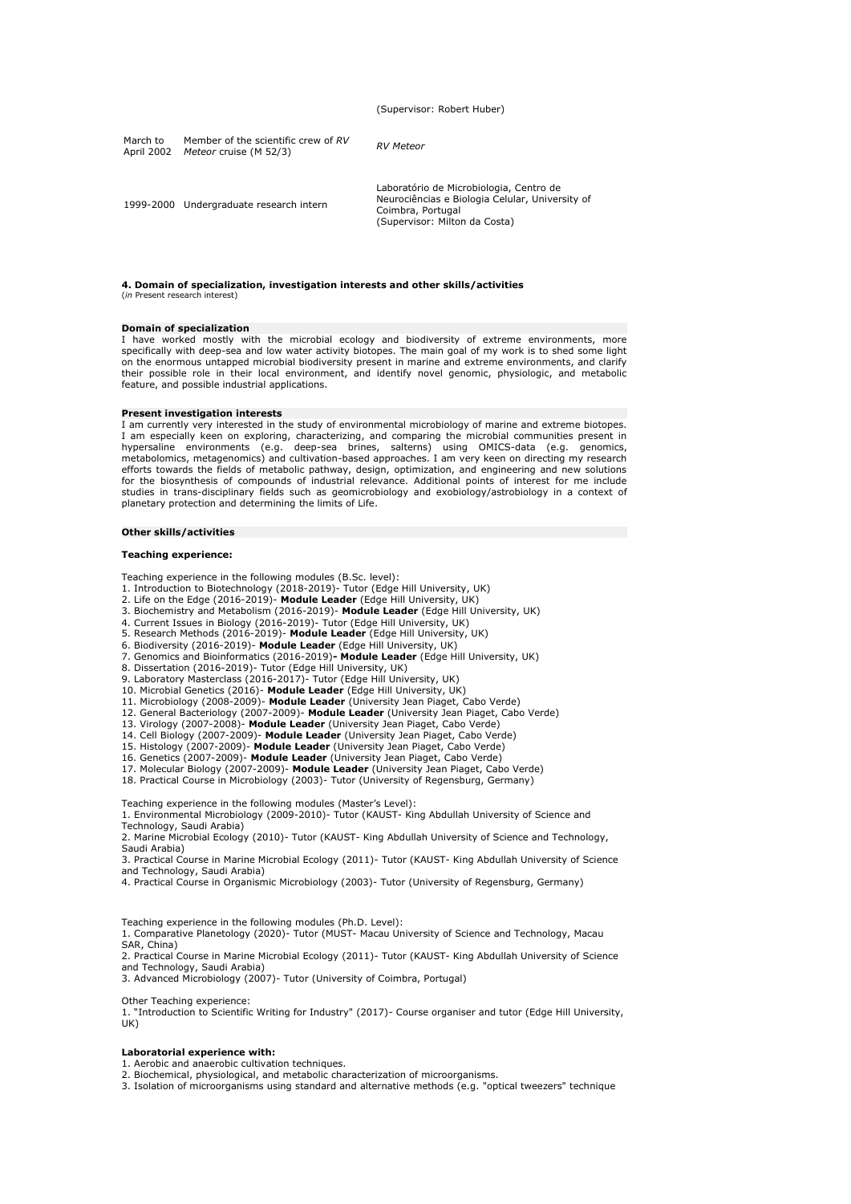| | | |
|---|---|---|
| | | (Supervisor: Robert Huber) |
| March to April 2002 | Member of the scientific crew of *RV Meteor* cruise (M 52/3) | *RV Meteor* |
| 1999-2000 | Undergraduate research intern | Laboratório de Microbiologia, Centro de Neurociências e Biologia Celular, University of Coimbra, Portugal (Supervisor: Milton da Costa) |

## 4. Domain of specialization, investigation interests and other skills/activities

(*in* Present research interest)

### Domain of specialization

I have worked mostly with the microbial ecology and biodiversity of extreme environments, more specifically with deep-sea and low water activity biotopes. The main goal of my work is to shed some light on the enormous untapped microbial biodiversity present in marine and extreme environments, and clarify their possible role in their local environment, and identify novel genomic, physiologic, and metabolic feature, and possible industrial applications.

### Present investigation interests

I am currently very interested in the study of environmental microbiology of marine and extreme biotopes. I am especially keen on exploring, characterizing, and comparing the microbial communities present in hypersaline environments (e.g. deep-sea brines, salterns) using OMICS-data (e.g. genomics, metabolomics, metagenomics) and cultivation-based approaches. I am very keen on directing my research efforts towards the fields of metabolic pathway, design, optimization, and engineering and new solutions for the biosynthesis of compounds of industrial relevance. Additional points of interest for me include studies in trans-disciplinary fields such as geomicrobiology and exobiology/astrobiology in a context of planetary protection and determining the limits of Life.

### Other skills/activities

**Teaching experience:**

Teaching experience in the following modules (B.Sc. level):
1. Introduction to Biotechnology (2018-2019)- Tutor (Edge Hill University, UK)
2. Life on the Edge (2016-2019)- **Module Leader** (Edge Hill University, UK)
3. Biochemistry and Metabolism (2016-2019)- **Module Leader** (Edge Hill University, UK)
4. Current Issues in Biology (2016-2019)- Tutor (Edge Hill University, UK)
5. Research Methods (2016-2019)- **Module Leader** (Edge Hill University, UK)
6. Biodiversity (2016-2019)- **Module Leader** (Edge Hill University, UK)
7. Genomics and Bioinformatics (2016-2019)**- Module Leader** (Edge Hill University, UK)
8. Dissertation (2016-2019)- Tutor (Edge Hill University, UK)
9. Laboratory Masterclass (2016-2017)- Tutor (Edge Hill University, UK)
10. Microbial Genetics (2016)- **Module Leader** (Edge Hill University, UK)
11. Microbiology (2008-2009)- **Module Leader** (University Jean Piaget, Cabo Verde)
12. General Bacteriology (2007-2009)- **Module Leader** (University Jean Piaget, Cabo Verde)
13. Virology (2007-2008)- **Module Leader** (University Jean Piaget, Cabo Verde)
14. Cell Biology (2007-2009)- **Module Leader** (University Jean Piaget, Cabo Verde)
15. Histology (2007-2009)- **Module Leader** (University Jean Piaget, Cabo Verde)
16. Genetics (2007-2009)- **Module Leader** (University Jean Piaget, Cabo Verde)
17. Molecular Biology (2007-2009)- **Module Leader** (University Jean Piaget, Cabo Verde)
18. Practical Course in Microbiology (2003)- Tutor (University of Regensburg, Germany)

Teaching experience in the following modules (Master's Level):
1. Environmental Microbiology (2009-2010)- Tutor (KAUST- King Abdullah University of Science and Technology, Saudi Arabia)
2. Marine Microbial Ecology (2010)- Tutor (KAUST- King Abdullah University of Science and Technology, Saudi Arabia)
3. Practical Course in Marine Microbial Ecology (2011)- Tutor (KAUST- King Abdullah University of Science and Technology, Saudi Arabia)
4. Practical Course in Organismic Microbiology (2003)- Tutor (University of Regensburg, Germany)

Teaching experience in the following modules (Ph.D. Level):
1. Comparative Planetology (2020)- Tutor (MUST- Macau University of Science and Technology, Macau SAR, China)
2. Practical Course in Marine Microbial Ecology (2011)- Tutor (KAUST- King Abdullah University of Science and Technology, Saudi Arabia)
3. Advanced Microbiology (2007)- Tutor (University of Coimbra, Portugal)

Other Teaching experience:
1. "Introduction to Scientific Writing for Industry" (2017)- Course organiser and tutor (Edge Hill University, UK)

**Laboratorial experience with:**
1. Aerobic and anaerobic cultivation techniques.
2. Biochemical, physiological, and metabolic characterization of microorganisms.
3. Isolation of microorganisms using standard and alternative methods (e.g. "optical tweezers" technique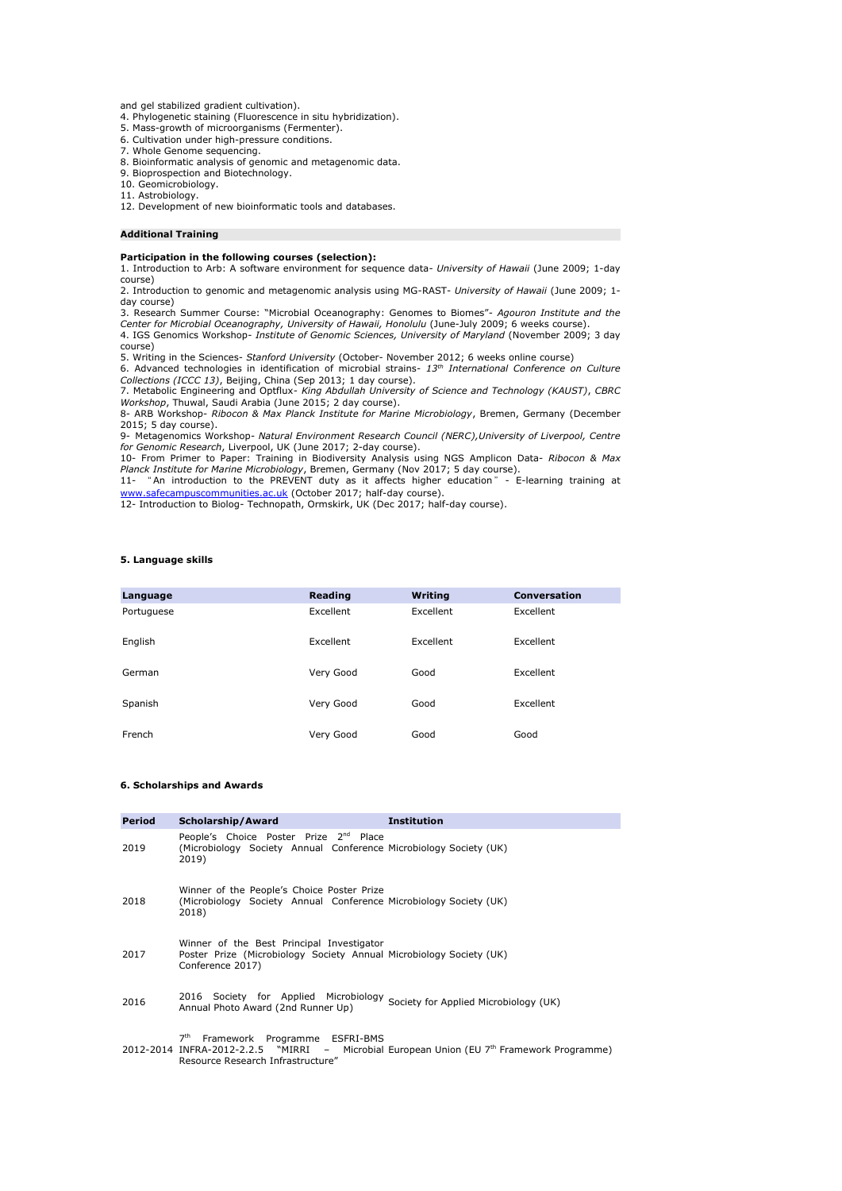and gel stabilized gradient cultivation).
4. Phylogenetic staining (Fluorescence in situ hybridization).
5. Mass-growth of microorganisms (Fermenter).
6. Cultivation under high-pressure conditions.
7. Whole Genome sequencing.
8. Bioinformatic analysis of genomic and metagenomic data.
9. Bioprospection and Biotechnology.
10. Geomicrobiology.
11. Astrobiology.
12. Development of new bioinformatic tools and databases.

### Additional Training

**Participation in the following courses (selection):**

1. Introduction to Arb: A software environment for sequence data- *University of Hawaii* (June 2009; 1-day course)
2. Introduction to genomic and metagenomic analysis using MG-RAST- *University of Hawaii* (June 2009; 1-day course)
3. Research Summer Course: "Microbial Oceanography: Genomes to Biomes"- *Agouron Institute and the Center for Microbial Oceanography, University of Hawaii, Honolulu* (June-July 2009; 6 weeks course).
4. IGS Genomics Workshop- *Institute of Genomic Sciences, University of Maryland* (November 2009; 3 day course)
5. Writing in the Sciences- *Stanford University* (October- November 2012; 6 weeks online course)
6. Advanced technologies in identification of microbial strains- *13th International Conference on Culture Collections (ICCC 13)*, Beijing, China (Sep 2013; 1 day course).
7. Metabolic Engineering and Optflux- *King Abdullah University of Science and Technology (KAUST)*, *CBRC Workshop*, Thuwal, Saudi Arabia (June 2015; 2 day course).
8- ARB Workshop- *Ribocon & Max Planck Institute for Marine Microbiology*, Bremen, Germany (December 2015; 5 day course).
9- Metagenomics Workshop- *Natural Environment Research Council (NERC),University of Liverpool, Centre for Genomic Research*, Liverpool, UK (June 2017; 2-day course).
10- From Primer to Paper: Training in Biodiversity Analysis using NGS Amplicon Data- *Ribocon & Max Planck Institute for Marine Microbiology*, Bremen, Germany (Nov 2017; 5 day course).
11- "An introduction to the PREVENT duty as it affects higher education" - E-learning training at www.safecampuscommunities.ac.uk (October 2017; half-day course).
12- Introduction to Biolog- Technopath, Ormskirk, UK (Dec 2017; half-day course).

### 5. Language skills

| Language | Reading | Writing | Conversation |
|---|---|---|---|
| Portuguese | Excellent | Excellent | Excellent |
| English | Excellent | Excellent | Excellent |
| German | Very Good | Good | Excellent |
| Spanish | Very Good | Good | Excellent |
| French | Very Good | Good | Good |

### 6. Scholarships and Awards

| Period | Scholarship/Award | Institution |
|---|---|---|
| 2019 | People's Choice Poster Prize 2nd Place (Microbiology Society Annual Conference 2019) | Microbiology Society (UK) |
| 2018 | Winner of the People's Choice Poster Prize (Microbiology Society Annual Conference 2018) | Microbiology Society (UK) |
| 2017 | Winner of the Best Principal Investigator Poster Prize (Microbiology Society Annual Conference 2017) | Microbiology Society (UK) |
| 2016 | 2016 Society for Applied Microbiology Annual Photo Award (2nd Runner Up) | Society for Applied Microbiology (UK) |
| 2012-2014 | 7th Framework Programme ESFRI-BMS INFRA-2012-2.2.5 "MIRRI – Microbial Resource Research Infrastructure" | European Union (EU 7th Framework Programme) |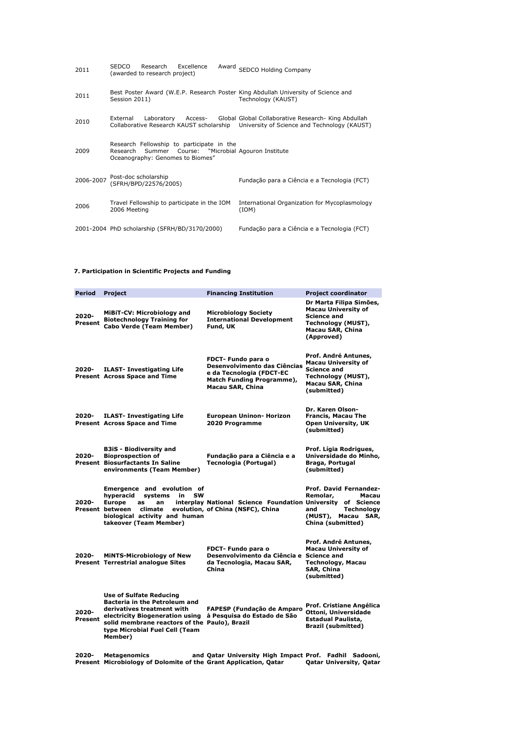| | | |
|---|---|---|
| 2011 | SEDCO Research Excellence Award (awarded to research project) | SEDCO Holding Company |
| 2011 | Best Poster Award (W.E.P. Research Poster Session 2011) | King Abdullah University of Science and Technology (KAUST) |
| 2010 | External Laboratory Access- Global Collaborative Research KAUST scholarship | Global Collaborative Research- King Abdullah University of Science and Technology (KAUST) |
| 2009 | Research Fellowship to participate in the Research Summer Course: "Microbial Oceanography: Genomes to Biomes" | Agouron Institute |
| 2006-2007 | Post-doc scholarship (SFRH/BPD/22576/2005) | Fundação para a Ciência e a Tecnologia (FCT) |
| 2006 | Travel Fellowship to participate in the IOM 2006 Meeting | International Organization for Mycoplasmology (IOM) |
| 2001-2004 | PhD scholarship (SFRH/BD/3170/2000) | Fundação para a Ciência e a Tecnologia (FCT) |

### 7. Participation in Scientific Projects and Funding

| Period | Project | Financing Institution | Project coordinator |
|---|---|---|---|
| **2020-Present** | **MiBiT-CV: Microbiology and Biotechnology Training for Cabo Verde (Team Member)** | **Microbiology Society International Development Fund, UK** | **Dr Marta Filipa Simões, Macau University of Science and Technology (MUST), Macau SAR, China (Approved)** |
| **2020-Present** | **ILAST- Investigating Life Across Space and Time** | **FDCT- Fundo para o Desenvolvimento das Ciências e da Tecnologia (FDCT-EC Match Funding Programme), Macau SAR, China** | **Prof. André Antunes, Macau University of Science and Technology (MUST), Macau SAR, China (submitted)** |
| **2020-Present** | **ILAST- Investigating Life Across Space and Time** | **European Uninon- Horizon 2020 Programme** | **Dr. Karen Olson-Francis, Macau The Open University, UK (submitted)** |
| **2020-Present** | **B3iS - Biodiversity and Bioprospection of Biosurfactants In Saline environments (Team Member)** | **Fundação para a Ciência e a Tecnologia (Portugal)** | **Prof. Lígia Rodrigues, Universidade do Minho, Braga, Portugal (submitted)** |
| **2020-Present** | **Emergence and evolution of hyperacid systems in SW Europe as an interplay between climate evolution, biological activity and human takeover (Team Member)** | **National Science Foundation of China (NSFC), China** | **Prof. David Fernandez-Remolar, Macau University of Science and Technology (MUST), Macau SAR, China (submitted)** |
| **2020-Present** | **MiNTS-Microbiology of New Terrestrial analogue Sites** | **FDCT- Fundo para o Desenvolvimento da Ciência e da Tecnologia, Macau SAR, China** | **Prof. André Antunes, Macau University of Science and Technology, Macau SAR, China (submitted)** |
| **2020-Present** | **Use of Sulfate Reducing Bacteria in the Petroleum and derivatives treatment with electricity Biogeneration using solid membrane reactors of the type Microbial Fuel Cell (Team Member)** | **FAPESP (Fundação de Amparo à Pesquisa do Estado de São Paulo), Brazil** | **Prof. Cristiane Angélica Ottoni, Universidade Estadual Paulista, Brazil (submitted)** |
| **2020-Present** | **Metagenomics and Microbiology of Dolomite of the** | **Qatar University High Impact Grant Application, Qatar** | **Prof. Fadhil Sadooni, Qatar University, Qatar** |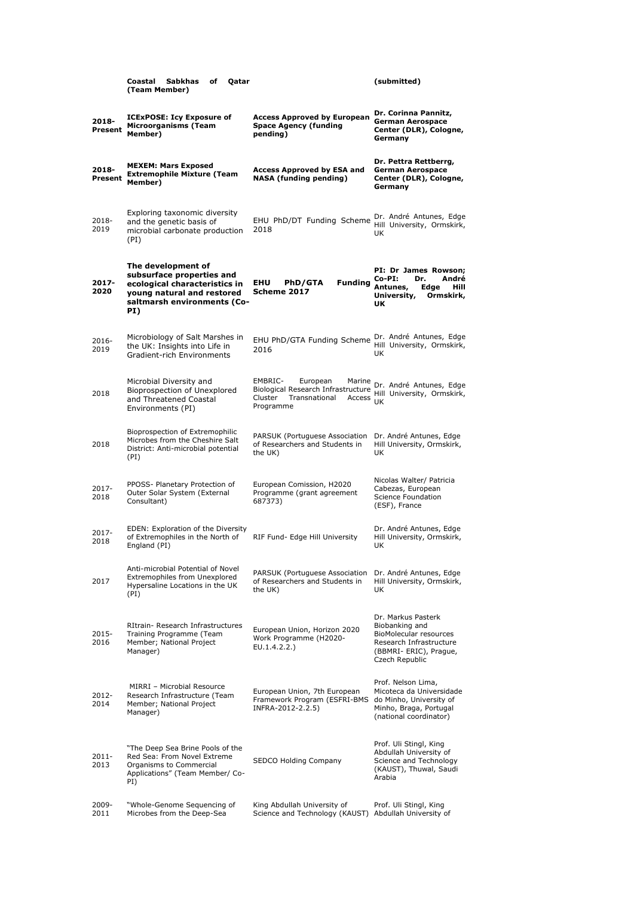| | | | |
|---|---|---|---|
| | **Coastal Sabkhas of Qatar (Team Member)** | | **(submitted)** |
| **2018-Present** | **ICExPOSE: Icy Exposure of Microorganisms (Team Member)** | **Access Approved by European Space Agency (funding pending)** | **Dr. Corinna Pannitz, German Aerospace Center (DLR), Cologne, Germany** |
| **2018-Present** | **MEXEM: Mars Exposed Extremophile Mixture (Team Member)** | **Access Approved by ESA and NASA (funding pending)** | **Dr. Pettra Rettberrg, German Aerospace Center (DLR), Cologne, Germany** |
| 2018-2019 | Exploring taxonomic diversity and the genetic basis of microbial carbonate production (PI) | EHU PhD/DT Funding Scheme 2018 | Dr. André Antunes, Edge Hill University, Ormskirk, UK |
| **2017-2020** | **The development of subsurface properties and ecological characteristics in young natural and restored saltmarsh environments (Co-PI)** | **EHU PhD/GTA Funding Scheme 2017** | **PI: Dr James Rowson; Co-PI: Dr. André Antunes, Edge Hill University, Ormskirk, UK** |
| 2016-2019 | Microbiology of Salt Marshes in the UK: Insights into Life in Gradient-rich Environments | EHU PhD/GTA Funding Scheme 2016 | Dr. André Antunes, Edge Hill University, Ormskirk, UK |
| 2018 | Microbial Diversity and Bioprospection of Unexplored and Threatened Coastal Environments (PI) | EMBRIC- European Marine Biological Research Infrastructure Cluster Transnational Access Programme | Dr. André Antunes, Edge Hill University, Ormskirk, UK |
| 2018 | Bioprospection of Extremophilic Microbes from the Cheshire Salt District: Anti-microbial potential (PI) | PARSUK (Portuguese Association of Researchers and Students in the UK) | Dr. André Antunes, Edge Hill University, Ormskirk, UK |
| 2017-2018 | PPOSS- Planetary Protection of Outer Solar System (External Consultant) | European Comission, H2020 Programme (grant agreement 687373) | Nicolas Walter/ Patricia Cabezas, European Science Foundation (ESF), France |
| 2017-2018 | EDEN: Exploration of the Diversity of Extremophiles in the North of England (PI) | RIF Fund- Edge Hill University | Dr. André Antunes, Edge Hill University, Ormskirk, UK |
| 2017 | Anti-microbial Potential of Novel Extremophiles from Unexplored Hypersaline Locations in the UK (PI) | PARSUK (Portuguese Association of Researchers and Students in the UK) | Dr. André Antunes, Edge Hill University, Ormskirk, UK |
| 2015-2016 | RItrain- Research Infrastructures Training Programme (Team Member; National Project Manager) | European Union, Horizon 2020 Work Programme (H2020-EU.1.4.2.2.) | Dr. Markus Pasterk Biobanking and BioMolecular resources Research Infrastructure (BBMRI- ERIC), Prague, Czech Republic |
| 2012-2014 | MIRRI – Microbial Resource Research Infrastructure (Team Member; National Project Manager) | European Union, 7th European Framework Program (ESFRI-BMS INFRA-2012-2.2.5) | Prof. Nelson Lima, Micoteca da Universidade do Minho, University of Minho, Braga, Portugal (national coordinator) |
| 2011-2013 | "The Deep Sea Brine Pools of the Red Sea: From Novel Extreme Organisms to Commercial Applications" (Team Member/ Co-PI) | SEDCO Holding Company | Prof. Uli Stingl, King Abdullah University of Science and Technology (KAUST), Thuwal, Saudi Arabia |
| 2009-2011 | "Whole-Genome Sequencing of Microbes from the Deep-Sea | King Abdullah University of Science and Technology (KAUST) | Prof. Uli Stingl, King Abdullah University of |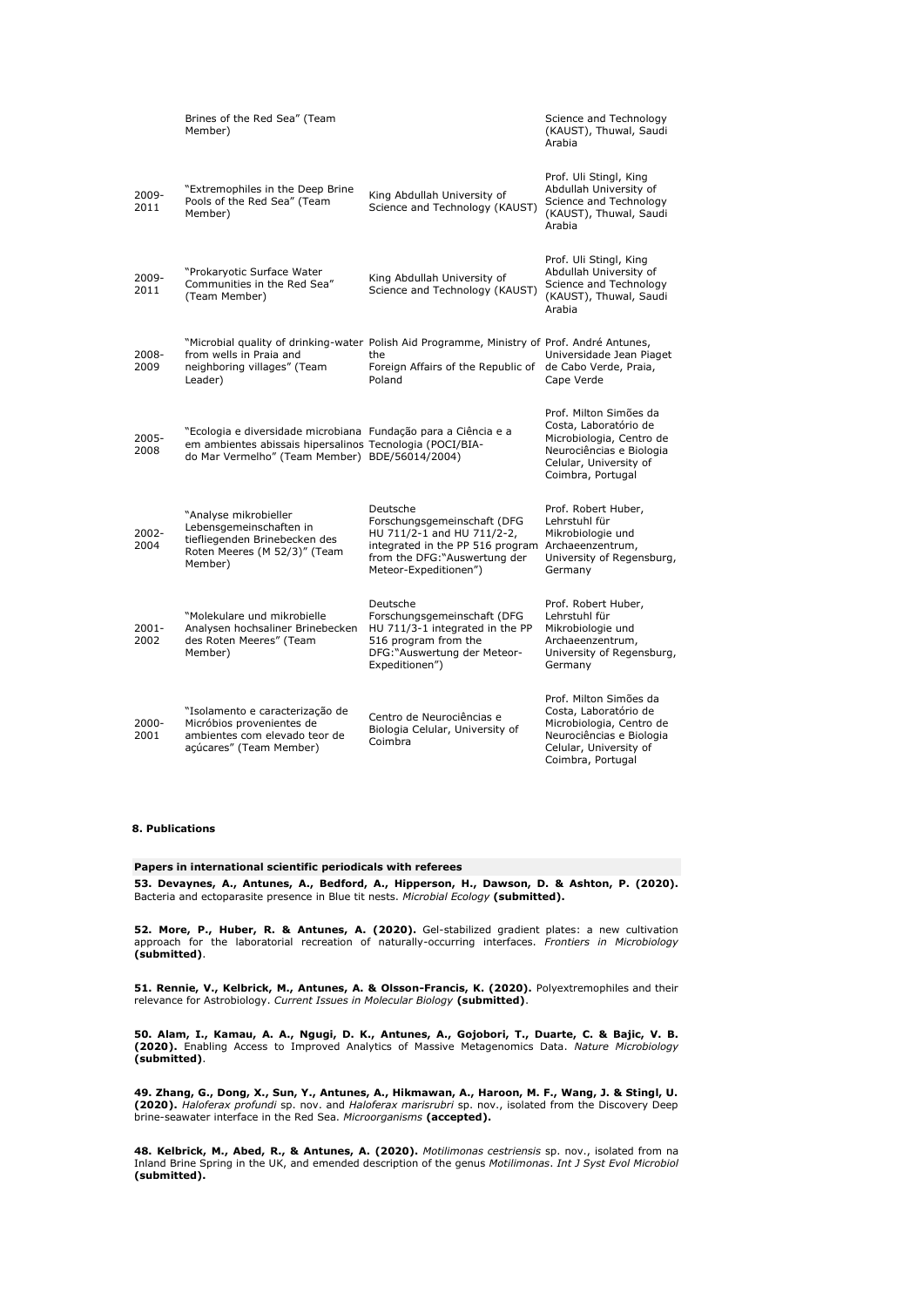| | | | |
|---|---|---|---|
| | Brines of the Red Sea" (Team Member) | | Science and Technology (KAUST), Thuwal, Saudi Arabia |
| 2009-2011 | "Extremophiles in the Deep Brine Pools of the Red Sea" (Team Member) | King Abdullah University of Science and Technology (KAUST) | Prof. Uli Stingl, King Abdullah University of Science and Technology (KAUST), Thuwal, Saudi Arabia |
| 2009-2011 | "Prokaryotic Surface Water Communities in the Red Sea" (Team Member) | King Abdullah University of Science and Technology (KAUST) | Prof. Uli Stingl, King Abdullah University of Science and Technology (KAUST), Thuwal, Saudi Arabia |
| 2008-2009 | "Microbial quality of drinking-water from wells in Praia and neighboring villages" (Team Leader) | Polish Aid Programme, Ministry of the Foreign Affairs of the Republic of Poland | Prof. André Antunes, Universidade Jean Piaget de Cabo Verde, Praia, Cape Verde |
| 2005-2008 | "Ecologia e diversidade microbiana em ambientes abissais hipersalinos do Mar Vermelho" (Team Member) | Fundação para a Ciência e a Tecnologia (POCI/BIA-BDE/56014/2004) | Prof. Milton Simões da Costa, Laboratório de Microbiologia, Centro de Neurociências e Biologia Celular, University of Coimbra, Portugal |
| 2002-2004 | "Analyse mikrobieller Lebensgemeinschaften in tiefliegenden Brinebecken des Roten Meeres (M 52/3)" (Team Member) | Deutsche Forschungsgemeinschaft (DFG HU 711/2-1 and HU 711/2-2, integrated in the PP 516 program from the DFG:"Auswertung der Meteor-Expeditionen") | Prof. Robert Huber, Lehrstuhl für Mikrobiologie und Archaeenzentrum, University of Regensburg, Germany |
| 2001-2002 | "Molekulare und mikrobielle Analysen hochsaliner Brinebecken des Roten Meeres" (Team Member) | Deutsche Forschungsgemeinschaft (DFG HU 711/3-1 integrated in the PP 516 program from the DFG:"Auswertung der Meteor-Expeditionen") | Prof. Robert Huber, Lehrstuhl für Mikrobiologie und Archaeenzentrum, University of Regensburg, Germany |
| 2000-2001 | "Isolamento e caracterização de Micróbios provenientes de ambientes com elevado teor de açúcares" (Team Member) | Centro de Neurociências e Biologia Celular, University of Coimbra | Prof. Milton Simões da Costa, Laboratório de Microbiologia, Centro de Neurociências e Biologia Celular, University of Coimbra, Portugal |

**8. Publications**

**Papers in international scientific periodicals with referees**

**53. Devaynes, A., Antunes, A., Bedford, A., Hipperson, H., Dawson, D. & Ashton, P. (2020).** Bacteria and ectoparasite presence in Blue tit nests. *Microbial Ecology* **(submitted).**

**52. More, P., Huber, R. & Antunes, A. (2020).** Gel-stabilized gradient plates: a new cultivation approach for the laboratorial recreation of naturally-occurring interfaces. *Frontiers in Microbiology* **(submitted)**.

**51. Rennie, V., Kelbrick, M., Antunes, A. & Olsson-Francis, K. (2020).** Polyextremophiles and their relevance for Astrobiology. *Current Issues in Molecular Biology* **(submitted)**.

**50. Alam, I., Kamau, A. A., Ngugi, D. K., Antunes, A., Gojobori, T., Duarte, C. & Bajic, V. B. (2020).** Enabling Access to Improved Analytics of Massive Metagenomics Data. *Nature Microbiology* **(submitted)**.

**49. Zhang, G., Dong, X., Sun, Y., Antunes, A., Hikmawan, A., Haroon, M. F., Wang, J. & Stingl, U. (2020).** *Haloferax profundi* sp. nov. and *Haloferax marisrubri* sp. nov., isolated from the Discovery Deep brine-seawater interface in the Red Sea. *Microorganisms* **(accepted).**

**48. Kelbrick, M., Abed, R., & Antunes, A. (2020).** *Motilimonas cestriensis* sp. nov., isolated from na Inland Brine Spring in the UK, and emended description of the genus *Motilimonas*. *Int J Syst Evol Microbiol* **(submitted).**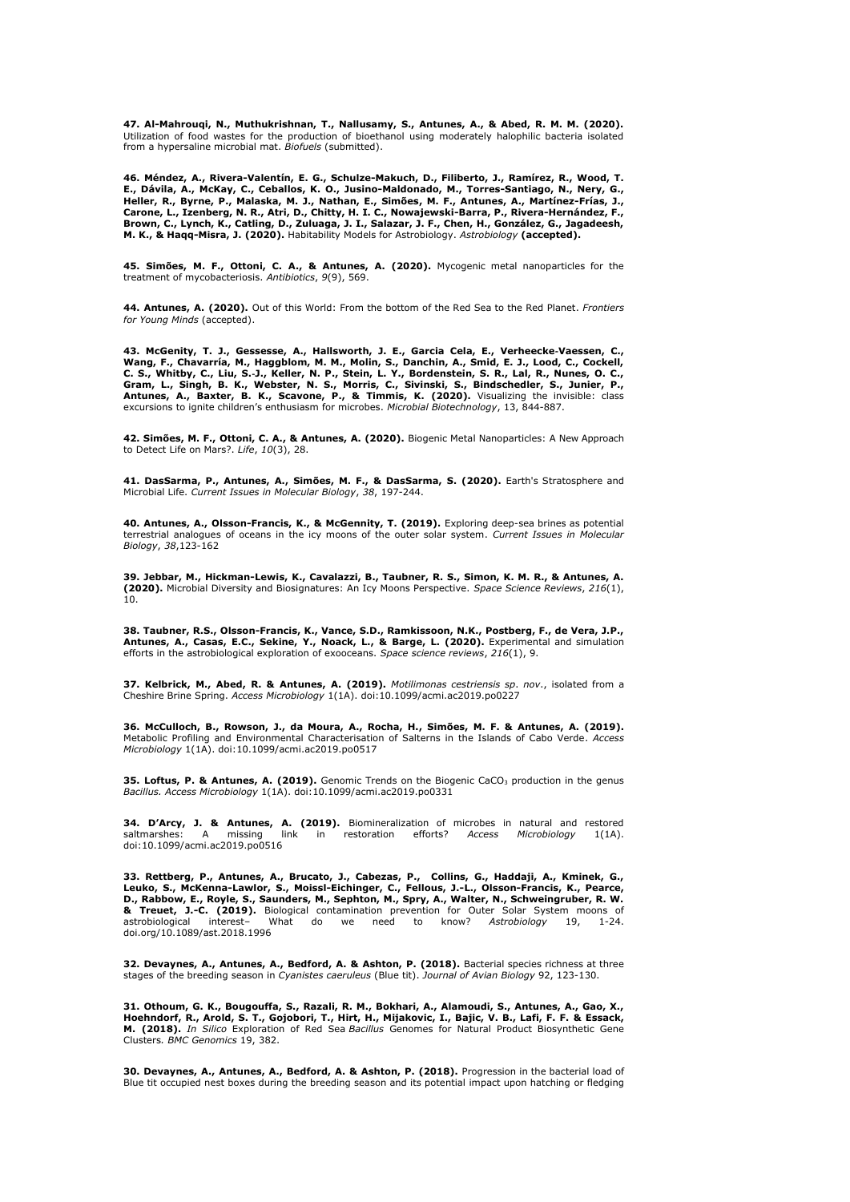**47. Al-Mahrouqi, N., Muthukrishnan, T., Nallusamy, S., Antunes, A., & Abed, R. M. M. (2020).** Utilization of food wastes for the production of bioethanol using moderately halophilic bacteria isolated from a hypersaline microbial mat. *Biofuels* (submitted).

**46. Méndez, A., Rivera-Valentín, E. G., Schulze-Makuch, D., Filiberto, J., Ramírez, R., Wood, T. E., Dávila, A., McKay, C., Ceballos, K. O., Jusino-Maldonado, M., Torres-Santiago, N., Nery, G., Heller, R., Byrne, P., Malaska, M. J., Nathan, E., Simões, M. F., Antunes, A., Martínez-Frías, J., Carone, L., Izenberg, N. R., Atri, D., Chitty, H. I. C., Nowajewski-Barra, P., Rivera-Hernández, F., Brown, C., Lynch, K., Catling, D., Zuluaga, J. I., Salazar, J. F., Chen, H., González, G., Jagadeesh, M. K., & Haqq-Misra, J. (2020).** Habitability Models for Astrobiology. *Astrobiology* **(accepted).**

**45. Simões, M. F., Ottoni, C. A., & Antunes, A. (2020).** Mycogenic metal nanoparticles for the treatment of mycobacteriosis. *Antibiotics*, *9*(9), 569.

**44. Antunes, A. (2020).** Out of this World: From the bottom of the Red Sea to the Red Planet. *Frontiers for Young Minds* (accepted).

**43. McGenity, T. J., Gessesse, A., Hallsworth, J. E., Garcia Cela, E., Verheecke-Vaessen, C., Wang, F., Chavarría, M., Haggblom, M. M., Molin, S., Danchin, A., Smid, E. J., Lood, C., Cockell, C. S., Whitby, C., Liu, S.-J., Keller, N. P., Stein, L. Y., Bordenstein, S. R., Lal, R., Nunes, O. C., Gram, L., Singh, B. K., Webster, N. S., Morris, C., Sivinski, S., Bindschedler, S., Junier, P., Antunes, A., Baxter, B. K., Scavone, P., & Timmis, K. (2020).** Visualizing the invisible: class excursions to ignite children's enthusiasm for microbes. *Microbial Biotechnology*, 13, 844-887.

**42. Simões, M. F., Ottoni, C. A., & Antunes, A. (2020).** Biogenic Metal Nanoparticles: A New Approach to Detect Life on Mars?. *Life*, *10*(3), 28.

**41. DasSarma, P., Antunes, A., Simões, M. F., & DasSarma, S. (2020).** Earth's Stratosphere and Microbial Life. *Current Issues in Molecular Biology*, *38*, 197-244.

**40. Antunes, A., Olsson-Francis, K., & McGennity, T. (2019).** Exploring deep-sea brines as potential terrestrial analogues of oceans in the icy moons of the outer solar system. *Current Issues in Molecular Biology*, *38*,123-162

**39. Jebbar, M., Hickman-Lewis, K., Cavalazzi, B., Taubner, R. S., Simon, K. M. R., & Antunes, A. (2020).** Microbial Diversity and Biosignatures: An Icy Moons Perspective. *Space Science Reviews*, *216*(1), 10.

**38. Taubner, R.S., Olsson-Francis, K., Vance, S.D., Ramkissoon, N.K., Postberg, F., de Vera, J.P., Antunes, A., Casas, E.C., Sekine, Y., Noack, L., & Barge, L. (2020).** Experimental and simulation efforts in the astrobiological exploration of exooceans. *Space science reviews*, *216*(1), 9.

**37. Kelbrick, M., Abed, R. & Antunes, A. (2019).** *Motilimonas cestriensis sp. nov*., isolated from a Cheshire Brine Spring. *Access Microbiology* 1(1A). doi:10.1099/acmi.ac2019.po0227

**36. McCulloch, B., Rowson, J., da Moura, A., Rocha, H., Simões, M. F. & Antunes, A. (2019).** Metabolic Profiling and Environmental Characterisation of Salterns in the Islands of Cabo Verde. *Access Microbiology* 1(1A). doi:10.1099/acmi.ac2019.po0517

**35. Loftus, P. & Antunes, A. (2019).** Genomic Trends on the Biogenic $CaCO_3$ production in the genus *Bacillus. Access Microbiology* 1(1A). doi:10.1099/acmi.ac2019.po0331

**34. D'Arcy, J. & Antunes, A. (2019).** Biomineralization of microbes in natural and restored saltmarshes: A missing link in restoration efforts? *Access Microbiology* 1(1A). doi:10.1099/acmi.ac2019.po0516

**33. Rettberg, P., Antunes, A., Brucato, J., Cabezas, P., Collins, G., Haddaji, A., Kminek, G., Leuko, S., McKenna-Lawlor, S., Moissl-Eichinger, C., Fellous, J.-L., Olsson-Francis, K., Pearce, D., Rabbow, E., Royle, S., Saunders, M., Sephton, M., Spry, A., Walter, N., Schweingruber, R. W. & Treuet, J.-C. (2019).** Biological contamination prevention for Outer Solar System moons of astrobiological interest– What do we need to know? *Astrobiology* 19, 1-24. doi.org/10.1089/ast.2018.1996

**32. Devaynes, A., Antunes, A., Bedford, A. & Ashton, P. (2018).** Bacterial species richness at three stages of the breeding season in *Cyanistes caeruleus* (Blue tit). *Journal of Avian Biology* 92, 123-130.

**31. Othoum, G. K., Bougouffa, S., Razali, R. M., Bokhari, A., Alamoudi, S., Antunes, A., Gao, X., Hoehndorf, R., Arold, S. T., Gojobori, T., Hirt, H., Mijakovic, I., Bajic, V. B., Lafi, F. F. & Essack, M. (2018).** *In Silico* Exploration of Red Sea *Bacillus* Genomes for Natural Product Biosynthetic Gene Clusters. *BMC Genomics* 19, 382.

**30. Devaynes, A., Antunes, A., Bedford, A. & Ashton, P. (2018).** Progression in the bacterial load of Blue tit occupied nest boxes during the breeding season and its potential impact upon hatching or fledging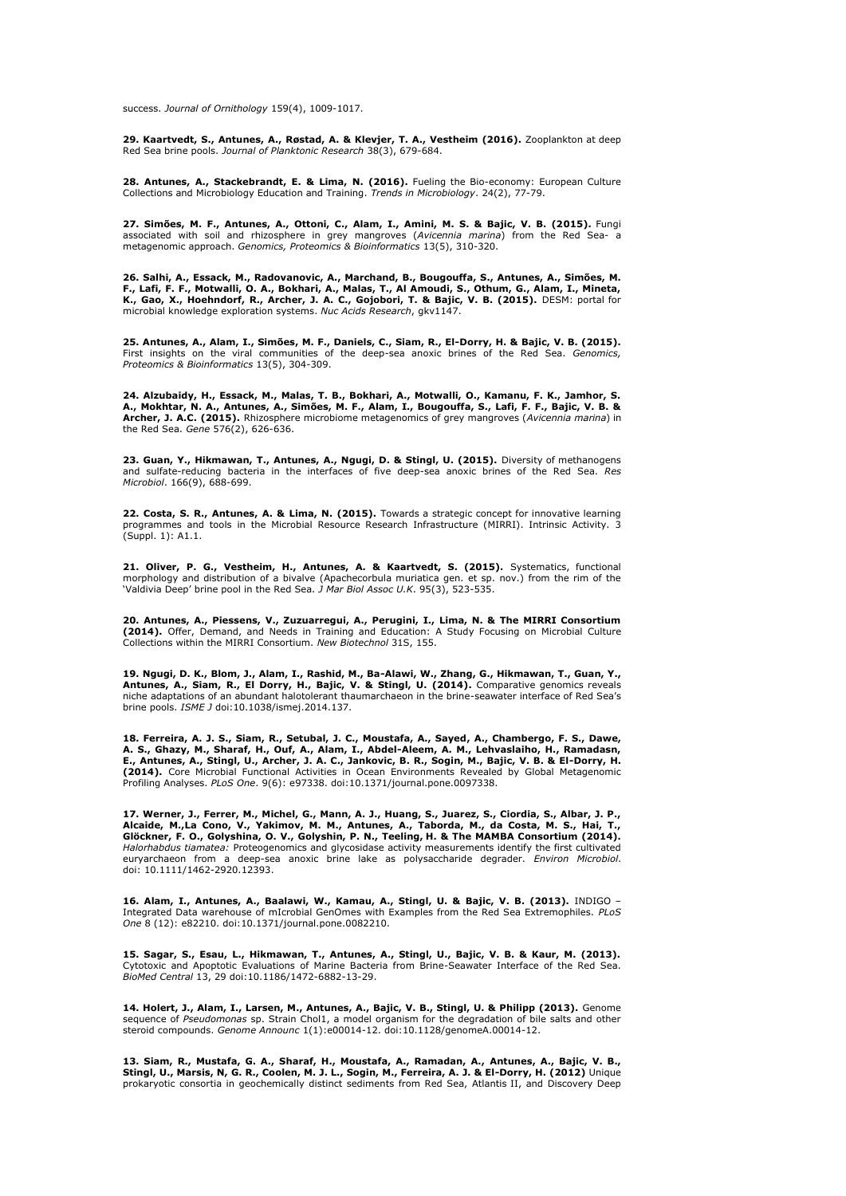success. *Journal of Ornithology* 159(4), 1009-1017.

**29. Kaartvedt, S., Antunes, A., Røstad, A. & Klevjer, T. A., Vestheim (2016).** Zooplankton at deep Red Sea brine pools. *Journal of Planktonic Research* 38(3), 679-684.

**28. Antunes, A., Stackebrandt, E. & Lima, N. (2016).** Fueling the Bio-economy: European Culture Collections and Microbiology Education and Training. *Trends in Microbiology*. 24(2), 77-79.

**27. Simões, M. F., Antunes, A., Ottoni, C., Alam, I., Amini, M. S. & Bajic, V. B. (2015).** Fungi associated with soil and rhizosphere in grey mangroves (*Avicennia marina*) from the Red Sea- a metagenomic approach. *Genomics, Proteomics & Bioinformatics* 13(5), 310-320.

**26. Salhi, A., Essack, M., Radovanovic, A., Marchand, B., Bougouffa, S., Antunes, A., Simões, M. F., Lafi, F. F., Motwalli, O. A., Bokhari, A., Malas, T., Al Amoudi, S., Othum, G., Alam, I., Mineta, K., Gao, X., Hoehndorf, R., Archer, J. A. C., Gojobori, T. & Bajic, V. B. (2015).** DESM: portal for microbial knowledge exploration systems. *Nuc Acids Research*, gkv1147.

**25. Antunes, A., Alam, I., Simões, M. F., Daniels, C., Siam, R., El-Dorry, H. & Bajic, V. B. (2015).** First insights on the viral communities of the deep-sea anoxic brines of the Red Sea. *Genomics, Proteomics & Bioinformatics* 13(5), 304-309.

**24. Alzubaidy, H., Essack, M., Malas, T. B., Bokhari, A., Motwalli, O., Kamanu, F. K., Jamhor, S. A., Mokhtar, N. A., Antunes, A., Simões, M. F., Alam, I., Bougouffa, S., Lafi, F. F., Bajic, V. B. & Archer, J. A.C. (2015).** Rhizosphere microbiome metagenomics of grey mangroves (*Avicennia marina*) in the Red Sea. *Gene* 576(2), 626-636.

**23. Guan, Y., Hikmawan, T., Antunes, A., Ngugi, D. & Stingl, U. (2015).** Diversity of methanogens and sulfate-reducing bacteria in the interfaces of five deep-sea anoxic brines of the Red Sea. *Res Microbiol*. 166(9), 688-699.

**22. Costa, S. R., Antunes, A. & Lima, N. (2015).** Towards a strategic concept for innovative learning programmes and tools in the Microbial Resource Research Infrastructure (MIRRI). Intrinsic Activity. 3 (Suppl. 1): A1.1.

**21. Oliver, P. G., Vestheim, H., Antunes, A. & Kaartvedt, S. (2015).** Systematics, functional morphology and distribution of a bivalve (Apachecorbula muriatica gen. et sp. nov.) from the rim of the 'Valdivia Deep' brine pool in the Red Sea. *J Mar Biol Assoc U.K*. 95(3), 523-535.

**20. Antunes, A., Piessens, V., Zuzuarregui, A., Perugini, I., Lima, N. & The MIRRI Consortium (2014).** Offer, Demand, and Needs in Training and Education: A Study Focusing on Microbial Culture Collections within the MIRRI Consortium. *New Biotechnol* 31S, 155.

**19. Ngugi, D. K., Blom, J., Alam, I., Rashid, M., Ba-Alawi, W., Zhang, G., Hikmawan, T., Guan, Y., Antunes, A., Siam, R., El Dorry, H., Bajic, V. & Stingl, U. (2014).** Comparative genomics reveals niche adaptations of an abundant halotolerant thaumarchaeon in the brine-seawater interface of Red Sea's brine pools. *ISME J* doi:10.1038/ismej.2014.137.

**18. Ferreira, A. J. S., Siam, R., Setubal, J. C., Moustafa, A., Sayed, A., Chambergo, F. S., Dawe, A. S., Ghazy, M., Sharaf, H., Ouf, A., Alam, I., Abdel-Aleem, A. M., Lehvaslaiho, H., Ramadasn, E., Antunes, A., Stingl, U., Archer, J. A. C., Jankovic, B. R., Sogin, M., Bajic, V. B. & El-Dorry, H. (2014).** Core Microbial Functional Activities in Ocean Environments Revealed by Global Metagenomic Profiling Analyses. *PLoS One*. 9(6): e97338. doi:10.1371/journal.pone.0097338.

**17. Werner, J., Ferrer, M., Michel, G., Mann, A. J., Huang, S., Juarez, S., Ciordia, S., Albar, J. P., Alcaide, M.,La Cono, V., Yakimov, M. M., Antunes, A., Taborda, M., da Costa, M. S., Hai, T., Glöckner, F. O., Golyshina, O. V., Golyshin, P. N., Teeling, H. & The MAMBA Consortium (2014).** *Halorhabdus tiamatea:* Proteogenomics and glycosidase activity measurements identify the first cultivated euryarchaeon from a deep-sea anoxic brine lake as polysaccharide degrader. *Environ Microbiol*. doi: 10.1111/1462-2920.12393.

**16. Alam, I., Antunes, A., Baalawi, W., Kamau, A., Stingl, U. & Bajic, V. B. (2013).** INDIGO – Integrated Data warehouse of mIcrobial GenOmes with Examples from the Red Sea Extremophiles. *PLoS One* 8 (12): e82210. doi:10.1371/journal.pone.0082210.

**15. Sagar, S., Esau, L., Hikmawan, T., Antunes, A., Stingl, U., Bajic, V. B. & Kaur, M. (2013).** Cytotoxic and Apoptotic Evaluations of Marine Bacteria from Brine-Seawater Interface of the Red Sea. *BioMed Central* 13, 29 doi:10.1186/1472-6882-13-29.

**14. Holert, J., Alam, I., Larsen, M., Antunes, A., Bajic, V. B., Stingl, U. & Philipp (2013).** Genome sequence of *Pseudomonas* sp. Strain Chol1, a model organism for the degradation of bile salts and other steroid compounds. *Genome Announc* 1(1):e00014-12. doi:10.1128/genomeA.00014-12.

**13. Siam, R., Mustafa, G. A., Sharaf, H., Moustafa, A., Ramadan, A., Antunes, A., Bajic, V. B., Stingl, U., Marsis, N, G. R., Coolen, M. J. L., Sogin, M., Ferreira, A. J. & El-Dorry, H. (2012)** Unique prokaryotic consortia in geochemically distinct sediments from Red Sea, Atlantis II, and Discovery Deep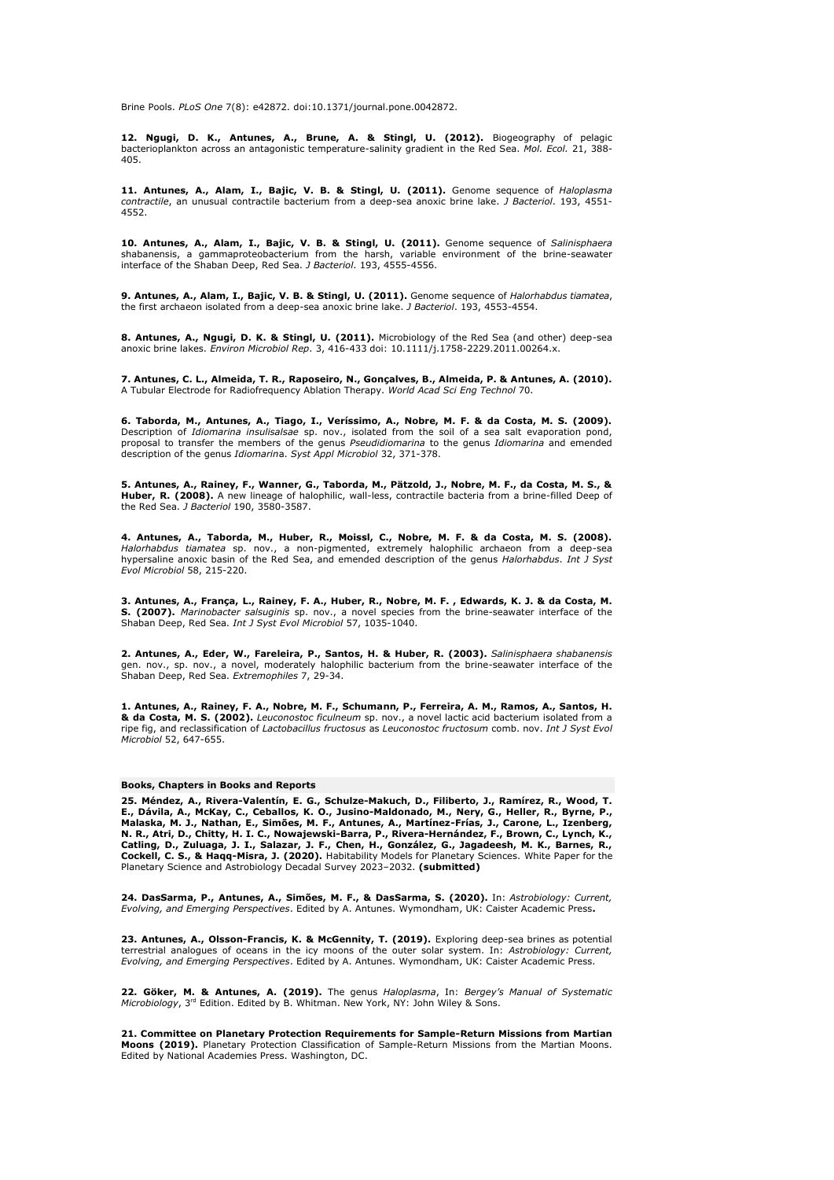Brine Pools. *PLoS One* 7(8): e42872. doi:10.1371/journal.pone.0042872.

**12. Ngugi, D. K., Antunes, A., Brune, A. & Stingl, U. (2012).** Biogeography of pelagic bacterioplankton across an antagonistic temperature-salinity gradient in the Red Sea. *Mol. Ecol.* 21, 388-405.

**11. Antunes, A., Alam, I., Bajic, V. B. & Stingl, U. (2011).** Genome sequence of *Haloplasma contractile*, an unusual contractile bacterium from a deep-sea anoxic brine lake. *J Bacteriol*. 193, 4551-4552.

**10. Antunes, A., Alam, I., Bajic, V. B. & Stingl, U. (2011).** Genome sequence of *Salinisphaera* shabanensis, a gammaproteobacterium from the harsh, variable environment of the brine-seawater interface of the Shaban Deep, Red Sea. *J Bacteriol*. 193, 4555-4556.

**9. Antunes, A., Alam, I., Bajic, V. B. & Stingl, U. (2011).** Genome sequence of *Halorhabdus tiamatea*, the first archaeon isolated from a deep-sea anoxic brine lake. *J Bacteriol*. 193, 4553-4554.

**8. Antunes, A., Ngugi, D. K. & Stingl, U. (2011).** Microbiology of the Red Sea (and other) deep-sea anoxic brine lakes. *Environ Microbiol Rep*. 3, 416-433 doi: 10.1111/j.1758-2229.2011.00264.x.

**7. Antunes, C. L., Almeida, T. R., Raposeiro, N., Gonçalves, B., Almeida, P. & Antunes, A. (2010).** A Tubular Electrode for Radiofrequency Ablation Therapy. *World Acad Sci Eng Technol* 70.

**6. Taborda, M., Antunes, A., Tiago, I., Veríssimo, A., Nobre, M. F. & da Costa, M. S. (2009).** Description of *Idiomarina insulisalsae* sp. nov., isolated from the soil of a sea salt evaporation pond, proposal to transfer the members of the genus *Pseudidiomarina* to the genus *Idiomarina* and emended description of the genus *Idiomarina*. *Syst Appl Microbiol* 32, 371-378.

**5. Antunes, A., Rainey, F., Wanner, G., Taborda, M., Pätzold, J., Nobre, M. F., da Costa, M. S., & Huber, R. (2008).** A new lineage of halophilic, wall-less, contractile bacteria from a brine-filled Deep of the Red Sea. *J Bacteriol* 190, 3580-3587.

**4. Antunes, A., Taborda, M., Huber, R., Moissl, C., Nobre, M. F. & da Costa, M. S. (2008).** *Halorhabdus tiamatea* sp. nov., a non-pigmented, extremely halophilic archaeon from a deep-sea hypersaline anoxic basin of the Red Sea, and emended description of the genus *Halorhabdus*. *Int J Syst Evol Microbiol* 58, 215-220.

**3. Antunes, A., França, L., Rainey, F. A., Huber, R., Nobre, M. F. , Edwards, K. J. & da Costa, M. S. (2007).** *Marinobacter salsuginis* sp. nov., a novel species from the brine-seawater interface of the Shaban Deep, Red Sea. *Int J Syst Evol Microbiol* 57, 1035-1040.

**2. Antunes, A., Eder, W., Fareleira, P., Santos, H. & Huber, R. (2003).** *Salinisphaera shabanensis* gen. nov., sp. nov., a novel, moderately halophilic bacterium from the brine-seawater interface of the Shaban Deep, Red Sea. *Extremophiles* 7, 29-34.

**1. Antunes, A., Rainey, F. A., Nobre, M. F., Schumann, P., Ferreira, A. M., Ramos, A., Santos, H. & da Costa, M. S. (2002).** *Leuconostoc ficulneum* sp. nov., a novel lactic acid bacterium isolated from a ripe fig, and reclassification of *Lactobacillus fructosus* as *Leuconostoc fructosum* comb. nov. *Int J Syst Evol Microbiol* 52, 647-655.

**Books, Chapters in Books and Reports**

**25. Méndez, A., Rivera-Valentín, E. G., Schulze-Makuch, D., Filiberto, J., Ramírez, R., Wood, T. E., Dávila, A., McKay, C., Ceballos, K. O., Jusino-Maldonado, M., Nery, G., Heller, R., Byrne, P., Malaska, M. J., Nathan, E., Simões, M. F., Antunes, A., Martínez-Frías, J., Carone, L., Izenberg, N. R., Atri, D., Chitty, H. I. C., Nowajewski-Barra, P., Rivera-Hernández, F., Brown, C., Lynch, K., Catling, D., Zuluaga, J. I., Salazar, J. F., Chen, H., González, G., Jagadeesh, M. K., Barnes, R., Cockell, C. S., & Haqq-Misra, J. (2020).** Habitability Models for Planetary Sciences. White Paper for the Planetary Science and Astrobiology Decadal Survey 2023–2032. **(submitted)**

**24. DasSarma, P., Antunes, A., Simões, M. F., & DasSarma, S. (2020).** In: *Astrobiology: Current, Evolving, and Emerging Perspectives*. Edited by A. Antunes. Wymondham, UK: Caister Academic Press**.**

**23. Antunes, A., Olsson-Francis, K. & McGennity, T. (2019).** Exploring deep-sea brines as potential terrestrial analogues of oceans in the icy moons of the outer solar system. In: *Astrobiology: Current, Evolving, and Emerging Perspectives*. Edited by A. Antunes. Wymondham, UK: Caister Academic Press.

**22. Göker, M. & Antunes, A. (2019).** The genus *Haloplasma*, In: *Bergey's Manual of Systematic Microbiology*, 3rd Edition. Edited by B. Whitman. New York, NY: John Wiley & Sons.

**21. Committee on Planetary Protection Requirements for Sample-Return Missions from Martian Moons (2019).** Planetary Protection Classification of Sample-Return Missions from the Martian Moons. Edited by National Academies Press. Washington, DC.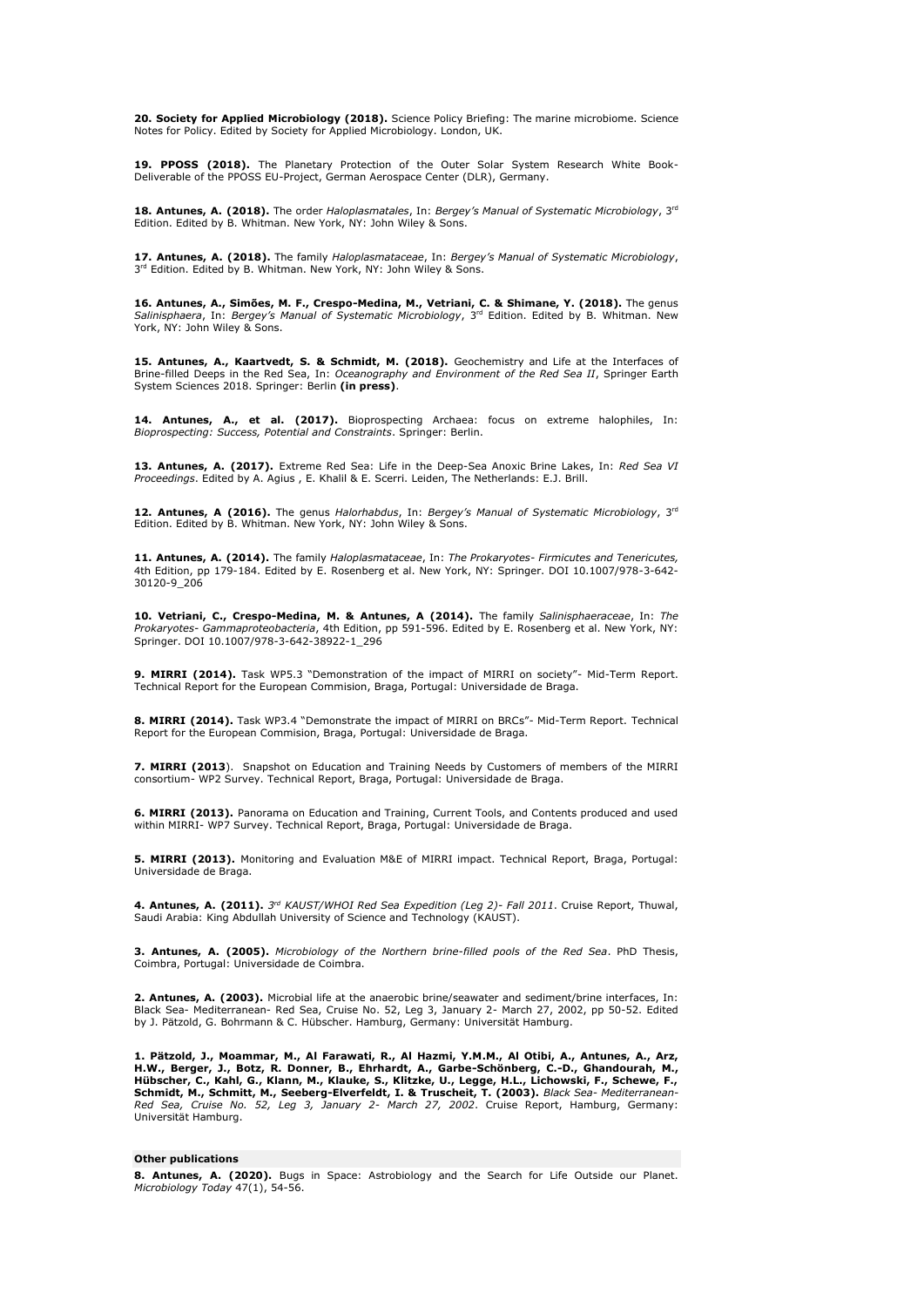**20. Society for Applied Microbiology (2018).** Science Policy Briefing: The marine microbiome. Science Notes for Policy. Edited by Society for Applied Microbiology. London, UK.

**19. PPOSS (2018).** The Planetary Protection of the Outer Solar System Research White Book- Deliverable of the PPOSS EU-Project, German Aerospace Center (DLR), Germany.

**18. Antunes, A. (2018).** The order *Haloplasmatales*, In: *Bergey's Manual of Systematic Microbiology*, 3rd Edition. Edited by B. Whitman. New York, NY: John Wiley & Sons.

**17. Antunes, A. (2018).** The family *Haloplasmataceae*, In: *Bergey's Manual of Systematic Microbiology*, 3rd Edition. Edited by B. Whitman. New York, NY: John Wiley & Sons.

**16. Antunes, A., Simões, M. F., Crespo-Medina, M., Vetriani, C. & Shimane, Y. (2018).** The genus *Salinisphaera*, In: *Bergey's Manual of Systematic Microbiology*, 3rd Edition. Edited by B. Whitman. New York, NY: John Wiley & Sons.

**15. Antunes, A., Kaartvedt, S. & Schmidt, M. (2018).** Geochemistry and Life at the Interfaces of Brine-filled Deeps in the Red Sea, In: *Oceanography and Environment of the Red Sea II*, Springer Earth System Sciences 2018. Springer: Berlin **(in press)**.

**14. Antunes, A., et al. (2017).** Bioprospecting Archaea: focus on extreme halophiles, In: *Bioprospecting: Success, Potential and Constraints*. Springer: Berlin.

**13. Antunes, A. (2017).** Extreme Red Sea: Life in the Deep-Sea Anoxic Brine Lakes, In: *Red Sea VI Proceedings*. Edited by A. Agius , E. Khalil & E. Scerri. Leiden, The Netherlands: E.J. Brill.

**12. Antunes, A (2016).** The genus *Halorhabdus*, In: *Bergey's Manual of Systematic Microbiology*, 3rd Edition. Edited by B. Whitman. New York, NY: John Wiley & Sons.

**11. Antunes, A. (2014).** The family *Haloplasmataceae*, In: *The Prokaryotes- Firmicutes and Tenericutes,* 4th Edition, pp 179-184. Edited by E. Rosenberg et al. New York, NY: Springer. DOI 10.1007/978-3-642-30120-9_206

**10. Vetriani, C., Crespo-Medina, M. & Antunes, A (2014).** The family *Salinisphaeraceae*, In: *The Prokaryotes- Gammaproteobacteria*, 4th Edition, pp 591-596. Edited by E. Rosenberg et al. New York, NY: Springer. DOI 10.1007/978-3-642-38922-1_296

**9. MIRRI (2014).** Task WP5.3 "Demonstration of the impact of MIRRI on society"- Mid-Term Report. Technical Report for the European Commision, Braga, Portugal: Universidade de Braga.

**8. MIRRI (2014).** Task WP3.4 "Demonstrate the impact of MIRRI on BRCs"- Mid-Term Report. Technical Report for the European Commision, Braga, Portugal: Universidade de Braga.

**7. MIRRI (2013**). Snapshot on Education and Training Needs by Customers of members of the MIRRI consortium- WP2 Survey. Technical Report, Braga, Portugal: Universidade de Braga.

**6. MIRRI (2013).** Panorama on Education and Training, Current Tools, and Contents produced and used within MIRRI- WP7 Survey. Technical Report, Braga, Portugal: Universidade de Braga.

**5. MIRRI (2013).** Monitoring and Evaluation M&E of MIRRI impact. Technical Report, Braga, Portugal: Universidade de Braga.

**4. Antunes, A. (2011).** *3rd KAUST/WHOI Red Sea Expedition (Leg 2)- Fall 2011*. Cruise Report, Thuwal, Saudi Arabia: King Abdullah University of Science and Technology (KAUST).

**3. Antunes, A. (2005).** *Microbiology of the Northern brine-filled pools of the Red Sea*. PhD Thesis, Coimbra, Portugal: Universidade de Coimbra.

**2. Antunes, A. (2003).** Microbial life at the anaerobic brine/seawater and sediment/brine interfaces, In: Black Sea- Mediterranean- Red Sea, Cruise No. 52, Leg 3, January 2- March 27, 2002, pp 50-52. Edited by J. Pätzold, G. Bohrmann & C. Hübscher. Hamburg, Germany: Universität Hamburg.

**1. Pätzold, J., Moammar, M., Al Farawati, R., Al Hazmi, Y.M.M., Al Otibi, A., Antunes, A., Arz, H.W., Berger, J., Botz, R. Donner, B., Ehrhardt, A., Garbe-Schönberg, C.-D., Ghandourah, M., Hübscher, C., Kahl, G., Klann, M., Klauke, S., Klitzke, U., Legge, H.L., Lichowski, F., Schewe, F., Schmidt, M., Schmitt, M., Seeberg-Elverfeldt, I. & Truscheit, T. (2003).** *Black Sea- Mediterranean- Red Sea, Cruise No. 52, Leg 3, January 2- March 27, 2002*. Cruise Report, Hamburg, Germany: Universität Hamburg.

### Other publications

**8. Antunes, A. (2020).** Bugs in Space: Astrobiology and the Search for Life Outside our Planet. *Microbiology Today* 47(1), 54-56.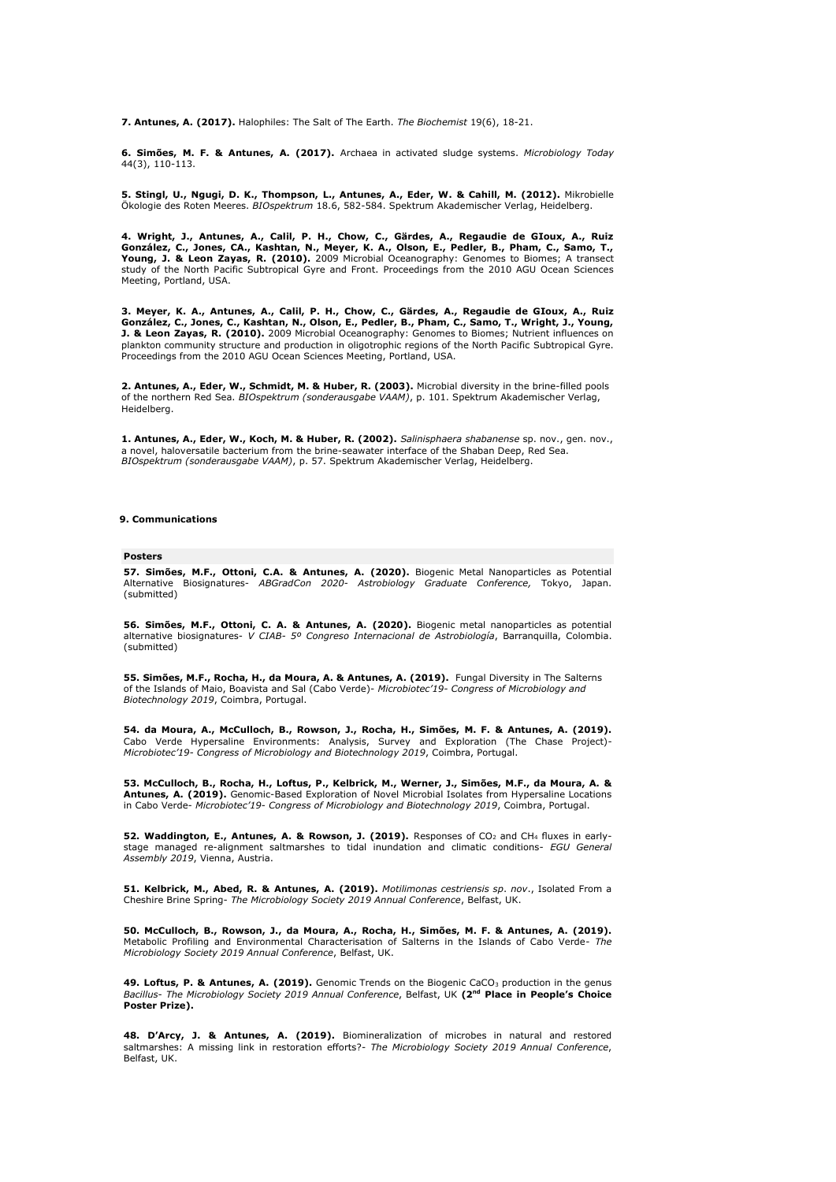**7. Antunes, A. (2017).** Halophiles: The Salt of The Earth. *The Biochemist* 19(6), 18-21.

**6. Simões, M. F. & Antunes, A. (2017).** Archaea in activated sludge systems. *Microbiology Today* 44(3), 110-113.

**5. Stingl, U., Ngugi, D. K., Thompson, L., Antunes, A., Eder, W. & Cahill, M. (2012).** Mikrobielle Ökologie des Roten Meeres. *BIOspektrum* 18.6, 582-584. Spektrum Akademischer Verlag, Heidelberg.

**4. Wright, J., Antunes, A., Calil, P. H., Chow, C., Gärdes, A., Regaudie de GIoux, A., Ruiz González, C., Jones, CA., Kashtan, N., Meyer, K. A., Olson, E., Pedler, B., Pham, C., Samo, T., Young, J. & Leon Zayas, R. (2010).** 2009 Microbial Oceanography: Genomes to Biomes; A transect study of the North Pacific Subtropical Gyre and Front. Proceedings from the 2010 AGU Ocean Sciences Meeting, Portland, USA.

**3. Meyer, K. A., Antunes, A., Calil, P. H., Chow, C., Gärdes, A., Regaudie de GIoux, A., Ruiz González, C., Jones, C., Kashtan, N., Olson, E., Pedler, B., Pham, C., Samo, T., Wright, J., Young, J. & Leon Zayas, R. (2010).** 2009 Microbial Oceanography: Genomes to Biomes; Nutrient influences on plankton community structure and production in oligotrophic regions of the North Pacific Subtropical Gyre. Proceedings from the 2010 AGU Ocean Sciences Meeting, Portland, USA.

**2. Antunes, A., Eder, W., Schmidt, M. & Huber, R. (2003).** Microbial diversity in the brine-filled pools of the northern Red Sea. *BIOspektrum (sonderausgabe VAAM)*, p. 101. Spektrum Akademischer Verlag, Heidelberg.

**1. Antunes, A., Eder, W., Koch, M. & Huber, R. (2002).** *Salinisphaera shabanense* sp. nov., gen. nov., a novel, haloversatile bacterium from the brine-seawater interface of the Shaban Deep, Red Sea. *BIOspektrum (sonderausgabe VAAM)*, p. 57. Spektrum Akademischer Verlag, Heidelberg.

## 9. Communications

### Posters

**57. Simões, M.F., Ottoni, C.A. & Antunes, A. (2020).** Biogenic Metal Nanoparticles as Potential Alternative Biosignatures- *ABGradCon 2020- Astrobiology Graduate Conference,* Tokyo, Japan. (submitted)

**56. Simões, M.F., Ottoni, C. A. & Antunes, A. (2020).** Biogenic metal nanoparticles as potential alternative biosignatures- *V CIAB- 5º Congreso Internacional de Astrobiología*, Barranquilla, Colombia. (submitted)

**55. Simões, M.F., Rocha, H., da Moura, A. & Antunes, A. (2019).** Fungal Diversity in The Salterns of the Islands of Maio, Boavista and Sal (Cabo Verde)- *Microbiotec'19- Congress of Microbiology and Biotechnology 2019*, Coimbra, Portugal.

**54. da Moura, A., McCulloch, B., Rowson, J., Rocha, H., Simões, M. F. & Antunes, A. (2019).** Cabo Verde Hypersaline Environments: Analysis, Survey and Exploration (The Chase Project)- *Microbiotec'19- Congress of Microbiology and Biotechnology 2019*, Coimbra, Portugal.

**53. McCulloch, B., Rocha, H., Loftus, P., Kelbrick, M., Werner, J., Simões, M.F., da Moura, A. & Antunes, A. (2019).** Genomic-Based Exploration of Novel Microbial Isolates from Hypersaline Locations in Cabo Verde- *Microbiotec'19- Congress of Microbiology and Biotechnology 2019*, Coimbra, Portugal.

**52. Waddington, E., Antunes, A. & Rowson, J. (2019).** Responses of $CO_2$ and $CH_4$ fluxes in early-stage managed re-alignment saltmarshes to tidal inundation and climatic conditions- *EGU General Assembly 2019*, Vienna, Austria.

**51. Kelbrick, M., Abed, R. & Antunes, A. (2019).** *Motilimonas cestriensis sp. nov*., Isolated From a Cheshire Brine Spring- *The Microbiology Society 2019 Annual Conference*, Belfast, UK.

**50. McCulloch, B., Rowson, J., da Moura, A., Rocha, H., Simões, M. F. & Antunes, A. (2019).** Metabolic Profiling and Environmental Characterisation of Salterns in the Islands of Cabo Verde- *The Microbiology Society 2019 Annual Conference*, Belfast, UK.

**49. Loftus, P. & Antunes, A. (2019).** Genomic Trends on the Biogenic $CaCO_3$ production in the genus *Bacillus*- *The Microbiology Society 2019 Annual Conference*, Belfast, UK **(2nd Place in People's Choice Poster Prize).**

**48. D'Arcy, J. & Antunes, A. (2019).** Biomineralization of microbes in natural and restored saltmarshes: A missing link in restoration efforts?- *The Microbiology Society 2019 Annual Conference*, Belfast, UK.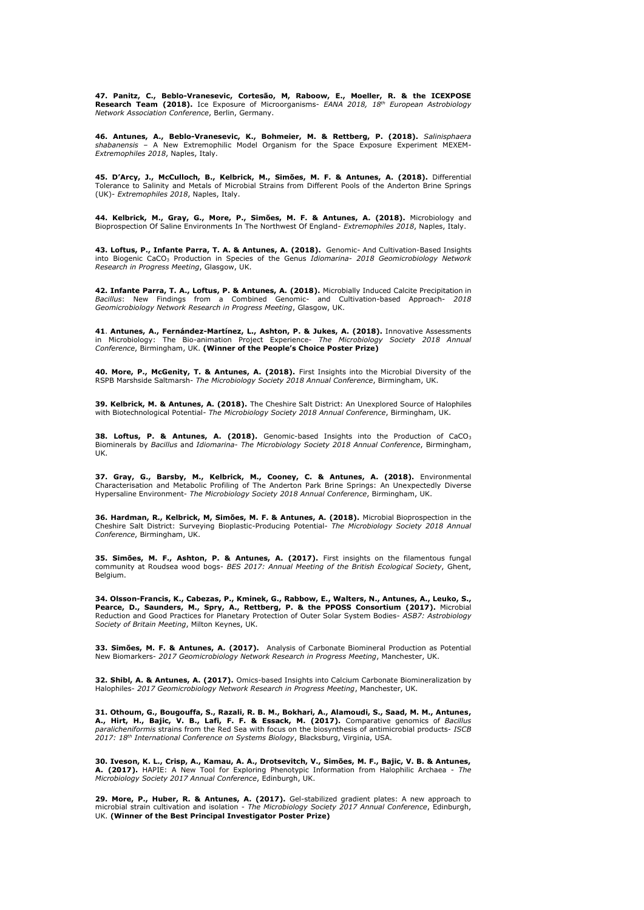**47. Panitz, C., Beblo-Vranesevic, Cortesão, M, Raboow, E., Moeller, R. & the ICEXPOSE Research Team (2018).** Ice Exposure of Microorganisms- *EANA 2018, 18th European Astrobiology Network Association Conference*, Berlin, Germany.

**46. Antunes, A., Beblo-Vranesevic, K., Bohmeier, M. & Rettberg, P. (2018).** *Salinisphaera shabanensis* – A New Extremophilic Model Organism for the Space Exposure Experiment MEXEM- *Extremophiles 2018*, Naples, Italy.

**45. D'Arcy, J., McCulloch, B., Kelbrick, M., Simões, M. F. & Antunes, A. (2018).** Differential Tolerance to Salinity and Metals of Microbial Strains from Different Pools of the Anderton Brine Springs (UK)- *Extremophiles 2018*, Naples, Italy.

**44. Kelbrick, M., Gray, G., More, P., Simões, M. F. & Antunes, A. (2018).** Microbiology and Bioprospection Of Saline Environments In The Northwest Of England- *Extremophiles 2018*, Naples, Italy.

**43. Loftus, P., Infante Parra, T. A. & Antunes, A. (2018).** Genomic- And Cultivation-Based Insights into Biogenic $CaCO_3$ Production in Species of the Genus *Idiomarina*- *2018 Geomicrobiology Network Research in Progress Meeting*, Glasgow, UK.

**42. Infante Parra, T. A., Loftus, P. & Antunes, A. (2018).** Microbially Induced Calcite Precipitation in *Bacillus*: New Findings from a Combined Genomic- and Cultivation-based Approach- *2018 Geomicrobiology Network Research in Progress Meeting*, Glasgow, UK.

**41. Antunes, A., Fernández-Martínez, L., Ashton, P. & Jukes, A. (2018).** Innovative Assessments in Microbiology: The Bio-animation Project Experience- *The Microbiology Society 2018 Annual Conference*, Birmingham, UK. **(Winner of the People's Choice Poster Prize)**

**40. More, P., McGenity, T. & Antunes, A. (2018).** First Insights into the Microbial Diversity of the RSPB Marshside Saltmarsh- *The Microbiology Society 2018 Annual Conference*, Birmingham, UK.

**39. Kelbrick, M. & Antunes, A. (2018).** The Cheshire Salt District: An Unexplored Source of Halophiles with Biotechnological Potential- *The Microbiology Society 2018 Annual Conference*, Birmingham, UK.

**38. Loftus, P. & Antunes, A. (2018).** Genomic-based Insights into the Production of $CaCO_3$ Biominerals by *Bacillus* and *Idiomarina*- *The Microbiology Society 2018 Annual Conference*, Birmingham, UK.

**37. Gray, G., Barsby, M., Kelbrick, M., Cooney, C. & Antunes, A. (2018).** Environmental Characterisation and Metabolic Profiling of The Anderton Park Brine Springs: An Unexpectedly Diverse Hypersaline Environment- *The Microbiology Society 2018 Annual Conference*, Birmingham, UK.

**36. Hardman, R., Kelbrick, M, Simões, M. F. & Antunes, A. (2018).** Microbial Bioprospection in the Cheshire Salt District: Surveying Bioplastic-Producing Potential- *The Microbiology Society 2018 Annual Conference*, Birmingham, UK.

**35. Simões, M. F., Ashton, P. & Antunes, A. (2017).** First insights on the filamentous fungal community at Roudsea wood bogs- *BES 2017: Annual Meeting of the British Ecological Society*, Ghent, Belgium.

**34. Olsson-Francis, K., Cabezas, P., Kminek, G., Rabbow, E., Walters, N., Antunes, A., Leuko, S., Pearce, D., Saunders, M., Spry, A., Rettberg, P. & the PPOSS Consortium (2017).** Microbial Reduction and Good Practices for Planetary Protection of Outer Solar System Bodies- *ASB7: Astrobiology Society of Britain Meeting*, Milton Keynes, UK.

**33. Simões, M. F. & Antunes, A. (2017).** Analysis of Carbonate Biomineral Production as Potential New Biomarkers- *2017 Geomicrobiology Network Research in Progress Meeting*, Manchester, UK.

**32. Shibl, A. & Antunes, A. (2017).** Omics-based Insights into Calcium Carbonate Biomineralization by Halophiles- *2017 Geomicrobiology Network Research in Progress Meeting*, Manchester, UK.

**31. Othoum, G., Bougouffa, S., Razali, R. B. M., Bokhari, A., Alamoudi, S., Saad, M. M., Antunes, A., Hirt, H., Bajic, V. B., Lafi, F. F. & Essack, M. (2017).** Comparative genomics of *Bacillus paralicheniformis* strains from the Red Sea with focus on the biosynthesis of antimicrobial products- *ISCB 2017: 18th International Conference on Systems Biology*, Blacksburg, Virginia, USA.

**30. Iveson, K. L., Crisp, A., Kamau, A. A., Drotsevitch, V., Simões, M. F., Bajic, V. B. & Antunes, A. (2017).** HAPIE: A New Tool for Exploring Phenotypic Information from Halophilic Archaea - *The Microbiology Society 2017 Annual Conference*, Edinburgh, UK.

**29. More, P., Huber, R. & Antunes, A. (2017).** Gel-stabilized gradient plates: A new approach to microbial strain cultivation and isolation - *The Microbiology Society 2017 Annual Conference*, Edinburgh, UK. **(Winner of the Best Principal Investigator Poster Prize)**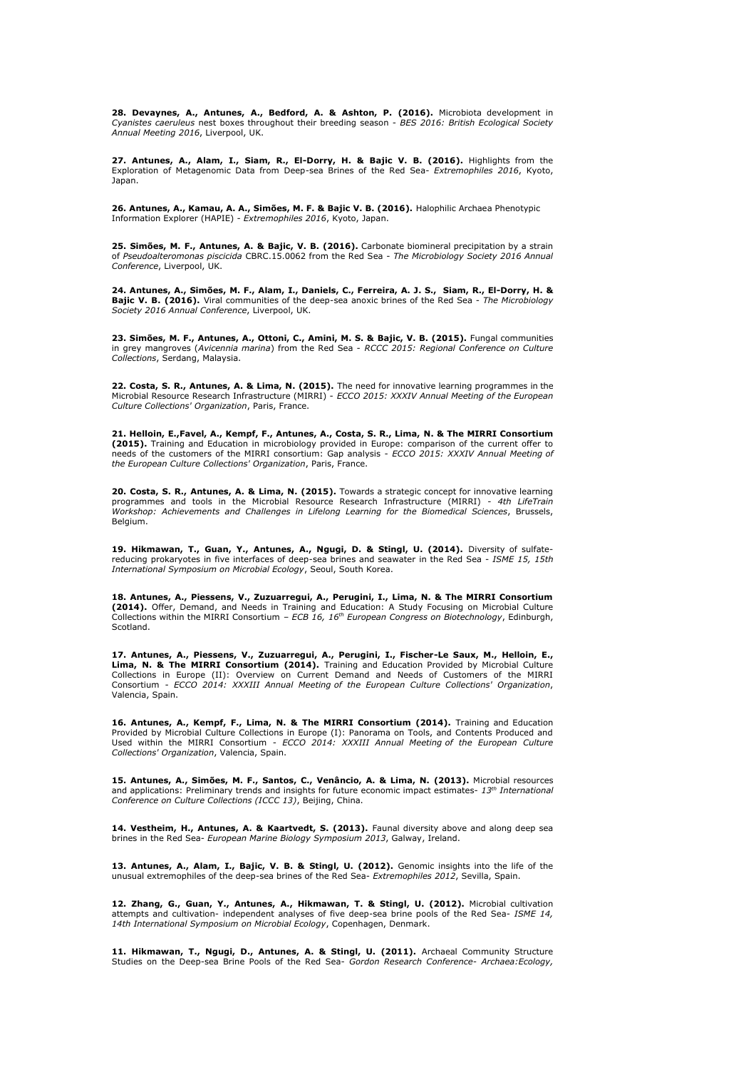**28. Devaynes, A., Antunes, A., Bedford, A. & Ashton, P. (2016).** Microbiota development in *Cyanistes caeruleus* nest boxes throughout their breeding season - *BES 2016: British Ecological Society Annual Meeting 2016*, Liverpool, UK.

**27. Antunes, A., Alam, I., Siam, R., El-Dorry, H. & Bajic V. B. (2016).** Highlights from the Exploration of Metagenomic Data from Deep-sea Brines of the Red Sea- *Extremophiles 2016*, Kyoto, Japan.

**26. Antunes, A., Kamau, A. A., Simões, M. F. & Bajic V. B. (2016).** Halophilic Archaea Phenotypic Information Explorer (HAPIE) - *Extremophiles 2016*, Kyoto, Japan.

**25. Simões, M. F., Antunes, A. & Bajic, V. B. (2016).** Carbonate biomineral precipitation by a strain of *Pseudoalteromonas piscicida* CBRC.15.0062 from the Red Sea - *The Microbiology Society 2016 Annual Conference*, Liverpool, UK.

**24. Antunes, A., Simões, M. F., Alam, I., Daniels, C., Ferreira, A. J. S., Siam, R., El-Dorry, H. & Bajic V. B. (2016).** Viral communities of the deep-sea anoxic brines of the Red Sea - *The Microbiology Society 2016 Annual Conference*, Liverpool, UK.

**23. Simões, M. F., Antunes, A., Ottoni, C., Amini, M. S. & Bajic, V. B. (2015).** Fungal communities in grey mangroves (*Avicennia marina*) from the Red Sea - *RCCC 2015: Regional Conference on Culture Collections*, Serdang, Malaysia.

**22. Costa, S. R., Antunes, A. & Lima, N. (2015).** The need for innovative learning programmes in the Microbial Resource Research Infrastructure (MIRRI) - *ECCO 2015: XXXIV Annual Meeting of the European Culture Collections' Organization*, Paris, France.

**21. Helloin, E.,Favel, A., Kempf, F., Antunes, A., Costa, S. R., Lima, N. & The MIRRI Consortium (2015).** Training and Education in microbiology provided in Europe: comparison of the current offer to needs of the customers of the MIRRI consortium: Gap analysis - *ECCO 2015: XXXIV Annual Meeting of the European Culture Collections' Organization*, Paris, France.

**20. Costa, S. R., Antunes, A. & Lima, N. (2015).** Towards a strategic concept for innovative learning programmes and tools in the Microbial Resource Research Infrastructure (MIRRI) - *4th LifeTrain Workshop: Achievements and Challenges in Lifelong Learning for the Biomedical Sciences*, Brussels, Belgium.

**19. Hikmawan, T., Guan, Y., Antunes, A., Ngugi, D. & Stingl, U. (2014).** Diversity of sulfate-reducing prokaryotes in five interfaces of deep-sea brines and seawater in the Red Sea - *ISME 15, 15th International Symposium on Microbial Ecology*, Seoul, South Korea.

**18. Antunes, A., Piessens, V., Zuzuarregui, A., Perugini, I., Lima, N. & The MIRRI Consortium (2014).** Offer, Demand, and Needs in Training and Education: A Study Focusing on Microbial Culture Collections within the MIRRI Consortium – *ECB 16, 16th European Congress on Biotechnology*, Edinburgh, Scotland.

**17. Antunes, A., Piessens, V., Zuzuarregui, A., Perugini, I., Fischer-Le Saux, M., Helloin, E., Lima, N. & The MIRRI Consortium (2014).** Training and Education Provided by Microbial Culture Collections in Europe (II): Overview on Current Demand and Needs of Customers of the MIRRI Consortium - *ECCO 2014: XXXIII Annual Meeting of the European Culture Collections' Organization*, Valencia, Spain.

**16. Antunes, A., Kempf, F., Lima, N. & The MIRRI Consortium (2014).** Training and Education Provided by Microbial Culture Collections in Europe (I): Panorama on Tools, and Contents Produced and Used within the MIRRI Consortium - *ECCO 2014: XXXIII Annual Meeting of the European Culture Collections' Organization*, Valencia, Spain.

**15. Antunes, A., Simões, M. F., Santos, C., Venâncio, A. & Lima, N. (2013).** Microbial resources and applications: Preliminary trends and insights for future economic impact estimates- *13th International Conference on Culture Collections (ICCC 13)*, Beijing, China.

**14. Vestheim, H., Antunes, A. & Kaartvedt, S. (2013).** Faunal diversity above and along deep sea brines in the Red Sea- *European Marine Biology Symposium 2013*, Galway, Ireland.

**13. Antunes, A., Alam, I., Bajic, V. B. & Stingl, U. (2012).** Genomic insights into the life of the unusual extremophiles of the deep-sea brines of the Red Sea- *Extremophiles 2012*, Sevilla, Spain.

**12. Zhang, G., Guan, Y., Antunes, A., Hikmawan, T. & Stingl, U. (2012).** Microbial cultivation attempts and cultivation- independent analyses of five deep-sea brine pools of the Red Sea- *ISME 14, 14th International Symposium on Microbial Ecology*, Copenhagen, Denmark.

**11. Hikmawan, T., Ngugi, D., Antunes, A. & Stingl, U. (2011).** Archaeal Community Structure Studies on the Deep-sea Brine Pools of the Red Sea- *Gordon Research Conference- Archaea:Ecology,*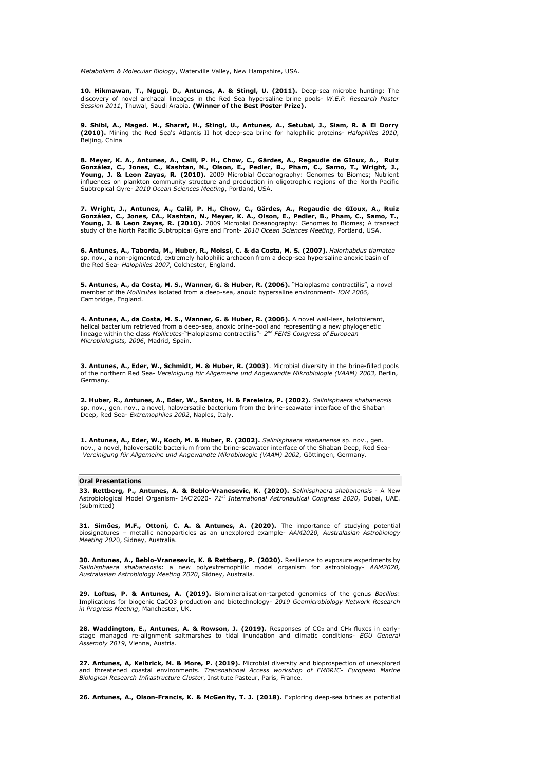*Metabolism & Molecular Biology*, Waterville Valley, New Hampshire, USA.

**10. Hikmawan, T., Ngugi, D., Antunes, A. & Stingl, U. (2011).** Deep-sea microbe hunting: The discovery of novel archaeal lineages in the Red Sea hypersaline brine pools- *W.E.P. Research Poster Session 2011*, Thuwal, Saudi Arabia. **(Winner of the Best Poster Prize).**

**9. Shibl, A., Maged. M., Sharaf, H., Stingl, U., Antunes, A., Setubal, J., Siam, R. & El Dorry (2010).** Mining the Red Sea's Atlantis II hot deep-sea brine for halophilic proteins- *Halophiles 2010*, Beijing, China

**8. Meyer, K. A., Antunes, A., Calil, P. H., Chow, C., Gärdes, A., Regaudie de GIoux, A., Ruiz González, C., Jones, C., Kashtan, N., Olson, E., Pedler, B., Pham, C., Samo, T., Wright, J., Young, J. & Leon Zayas, R. (2010).** 2009 Microbial Oceanography: Genomes to Biomes; Nutrient influences on plankton community structure and production in oligotrophic regions of the North Pacific Subtropical Gyre- *2010 Ocean Sciences Meeting*, Portland, USA.

**7. Wright, J., Antunes, A., Calil, P. H., Chow, C., Gärdes, A., Regaudie de GIoux, A., Ruiz González, C., Jones, CA., Kashtan, N., Meyer, K. A., Olson, E., Pedler, B., Pham, C., Samo, T., Young, J. & Leon Zayas, R. (2010).** 2009 Microbial Oceanography: Genomes to Biomes; A transect study of the North Pacific Subtropical Gyre and Front- *2010 Ocean Sciences Meeting*, Portland, USA.

**6. Antunes, A., Taborda, M., Huber, R., Moissl, C. & da Costa, M. S. (2007).** *Halorhabdus tiamatea* sp. nov., a non-pigmented, extremely halophilic archaeon from a deep-sea hypersaline anoxic basin of the Red Sea- *Halophiles 2007*, Colchester, England.

**5. Antunes, A., da Costa, M. S., Wanner, G. & Huber, R. (2006).** "Haloplasma contractilis", a novel member of the *Mollicutes* isolated from a deep-sea, anoxic hypersaline environment- *IOM 2006*, Cambridge, England.

**4. Antunes, A., da Costa, M. S., Wanner, G. & Huber, R. (2006).** A novel wall-less, halotolerant, helical bacterium retrieved from a deep-sea, anoxic brine-pool and representing a new phylogenetic lineage within the class *Mollicutes*-"Haloplasma contractilis"- *2nd FEMS Congress of European Microbiologists, 2006*, Madrid, Spain.

**3. Antunes, A., Eder, W., Schmidt, M. & Huber, R. (2003)**. Microbial diversity in the brine-filled pools of the northern Red Sea- *Vereinigung für Allgemeine und Angewandte Mikrobiologie (VAAM) 2003*, Berlin, Germany.

**2. Huber, R., Antunes, A., Eder, W., Santos, H. & Fareleira, P. (2002).** *Salinisphaera shabanensis* sp. nov., gen. nov., a novel, haloversatile bacterium from the brine-seawater interface of the Shaban Deep, Red Sea- *Extremophiles 2002*, Naples, Italy.

**1. Antunes, A., Eder, W., Koch, M. & Huber, R. (2002).** *Salinisphaera shabanense* sp. nov., gen. nov., a novel, haloversatile bacterium from the brine-seawater interface of the Shaban Deep, Red Sea- *Vereinigung für Allgemeine und Angewandte Mikrobiologie (VAAM) 2002*, Göttingen, Germany.

## Oral Presentations

**33. Rettberg, P., Antunes, A. & Beblo-Vranesevic, K. (2020).** *Salinisphaera shabanensis* - A New Astrobiological Model Organism- IAC'2020- *71st International Astronautical Congress 2020*, Dubai, UAE. (submitted)

**31. Simões, M.F., Ottoni, C. A. & Antunes, A. (2020).** The importance of studying potential biosignatures – metallic nanoparticles as an unexplored example- *AAM2020, Australasian Astrobiology Meeting 2020*, Sidney, Australia.

**30. Antunes, A., Beblo-Vranesevic, K. & Rettberg, P. (2020).** Resilience to exposure experiments by *Salinisphaera shabanensis*: a new polyextremophilic model organism for astrobiology- *AAM2020, Australasian Astrobiology Meeting 2020*, Sidney, Australia.

**29. Loftus, P. & Antunes, A. (2019).** Biomineralisation-targeted genomics of the genus *Bacillus*: Implications for biogenic CaCO3 production and biotechnology- *2019 Geomicrobiology Network Research in Progress Meeting*, Manchester, UK.

**28. Waddington, E., Antunes, A. & Rowson, J. (2019).** Responses of $CO_2$ and $CH_4$ fluxes in early-stage managed re-alignment saltmarshes to tidal inundation and climatic conditions- *EGU General Assembly 2019*, Vienna, Austria.

**27. Antunes, A, Kelbrick, M. & More, P. (2019).** Microbial diversity and bioprospection of unexplored and threatened coastal environments. *Transnational Access workshop of EMBRIC- European Marine Biological Research Infrastructure Cluster*, Institute Pasteur, Paris, France.

**26. Antunes, A., Olson-Francis, K. & McGenity, T. J. (2018).** Exploring deep-sea brines as potential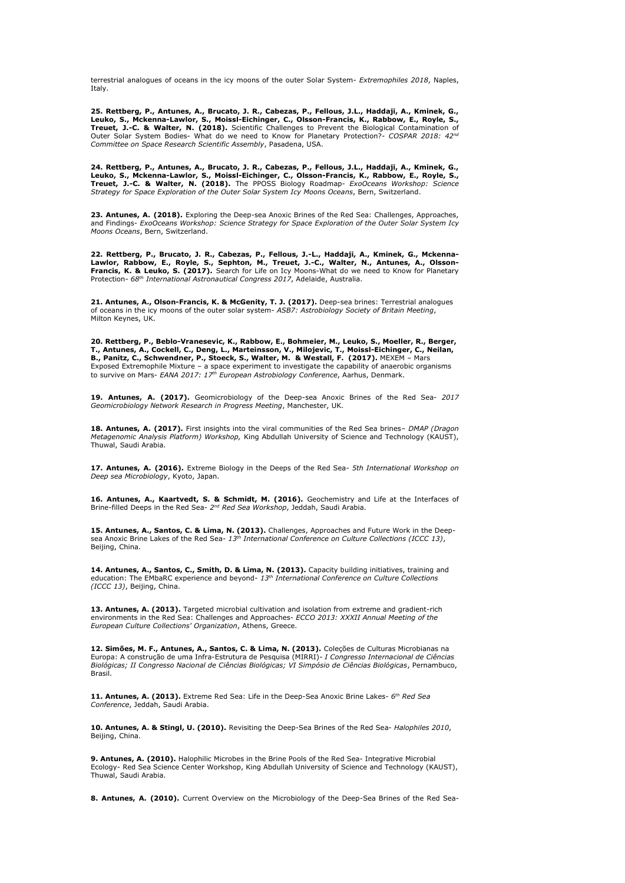terrestrial analogues of oceans in the icy moons of the outer Solar System- *Extremophiles 2018*, Naples, Italy.

**25. Rettberg, P., Antunes, A., Brucato, J. R., Cabezas, P., Fellous, J.L., Haddaji, A., Kminek, G., Leuko, S., Mckenna-Lawlor, S., Moissl-Eichinger, C., Olsson-Francis, K., Rabbow, E., Royle, S., Treuet, J.-C. & Walter, N. (2018).** Scientific Challenges to Prevent the Biological Contamination of Outer Solar System Bodies- What do we need to Know for Planetary Protection?- *COSPAR 2018: 42nd Committee on Space Research Scientific Assembly*, Pasadena, USA.

**24. Rettberg, P., Antunes, A., Brucato, J. R., Cabezas, P., Fellous, J.L., Haddaji, A., Kminek, G., Leuko, S., Mckenna-Lawlor, S., Moissl-Eichinger, C., Olsson-Francis, K., Rabbow, E., Royle, S., Treuet, J.-C. & Walter, N. (2018).** The PPOSS Biology Roadmap- *ExoOceans Workshop: Science Strategy for Space Exploration of the Outer Solar System Icy Moons Oceans*, Bern, Switzerland.

**23. Antunes, A. (2018).** Exploring the Deep-sea Anoxic Brines of the Red Sea: Challenges, Approaches, and Findings- *ExoOceans Workshop: Science Strategy for Space Exploration of the Outer Solar System Icy Moons Oceans*, Bern, Switzerland.

**22. Rettberg, P., Brucato, J. R., Cabezas, P., Fellous, J.-L., Haddaji, A., Kminek, G., Mckenna-Lawlor, Rabbow, E., Royle, S., Sephton, M., Treuet, J.-C., Walter, N., Antunes, A., Olsson-Francis, K. & Leuko, S. (2017).** Search for Life on Icy Moons-What do we need to Know for Planetary Protection- *68th International Astronautical Congress 2017*, Adelaide, Australia.

**21. Antunes, A., Olson-Francis, K. & McGenity, T. J. (2017).** Deep-sea brines: Terrestrial analogues of oceans in the icy moons of the outer solar system- *ASB7: Astrobiology Society of Britain Meeting*, Milton Keynes, UK.

**20. Rettberg, P., Beblo-Vranesevic, K., Rabbow, E., Bohmeier, M., Leuko, S., Moeller, R., Berger, T., Antunes, A., Cockell, C., Deng, L., Marteinsson, V., Milojevic, T., Moissl-Eichinger, C., Neilan, B., Panitz, C., Schwendner, P., Stoeck, S., Walter, M. & Westall, F. (2017).** MEXEM – Mars Exposed Extremophile Mixture – a space experiment to investigate the capability of anaerobic organisms to survive on Mars- *EANA 2017: 17th European Astrobiology Conference*, Aarhus, Denmark.

**19. Antunes, A. (2017).** Geomicrobiology of the Deep-sea Anoxic Brines of the Red Sea- *2017 Geomicrobiology Network Research in Progress Meeting*, Manchester, UK.

**18. Antunes, A. (2017).** First insights into the viral communities of the Red Sea brines– *DMAP (Dragon Metagenomic Analysis Platform) Workshop,* King Abdullah University of Science and Technology (KAUST), Thuwal, Saudi Arabia.

**17. Antunes, A. (2016).** Extreme Biology in the Deeps of the Red Sea- *5th International Workshop on Deep sea Microbiology*, Kyoto, Japan.

**16. Antunes, A., Kaartvedt, S. & Schmidt, M. (2016).** Geochemistry and Life at the Interfaces of Brine-filled Deeps in the Red Sea- *2nd Red Sea Workshop*, Jeddah, Saudi Arabia.

**15. Antunes, A., Santos, C. & Lima, N. (2013).** Challenges, Approaches and Future Work in the Deep-sea Anoxic Brine Lakes of the Red Sea- *13th International Conference on Culture Collections (ICCC 13)*, Beijing, China.

**14. Antunes, A., Santos, C., Smith, D. & Lima, N. (2013).** Capacity building initiatives, training and education: The EMbaRC experience and beyond- *13th International Conference on Culture Collections (ICCC 13)*, Beijing, China.

**13. Antunes, A. (2013).** Targeted microbial cultivation and isolation from extreme and gradient-rich environments in the Red Sea: Challenges and Approaches- *ECCO 2013: XXXII Annual Meeting of the European Culture Collections' Organization*, Athens, Greece.

**12. Simões, M. F., Antunes, A., Santos, C. & Lima, N. (2013).** Coleções de Culturas Microbianas na Europa: A construção de uma Infra-Estrutura de Pesquisa (MIRRI)- *I Congresso Internacional de Ciências Biológicas; II Congresso Nacional de Ciências Biológicas; VI Simpósio de Ciências Biológicas*, Pernambuco, Brasil.

**11. Antunes, A. (2013).** Extreme Red Sea: Life in the Deep-Sea Anoxic Brine Lakes- *6th Red Sea Conference*, Jeddah, Saudi Arabia.

**10. Antunes, A. & Stingl, U. (2010).** Revisiting the Deep-Sea Brines of the Red Sea- *Halophiles 2010*, Beijing, China.

**9. Antunes, A. (2010).** Halophilic Microbes in the Brine Pools of the Red Sea- Integrative Microbial Ecology- Red Sea Science Center Workshop, King Abdullah University of Science and Technology (KAUST), Thuwal, Saudi Arabia.

**8. Antunes, A. (2010).** Current Overview on the Microbiology of the Deep-Sea Brines of the Red Sea-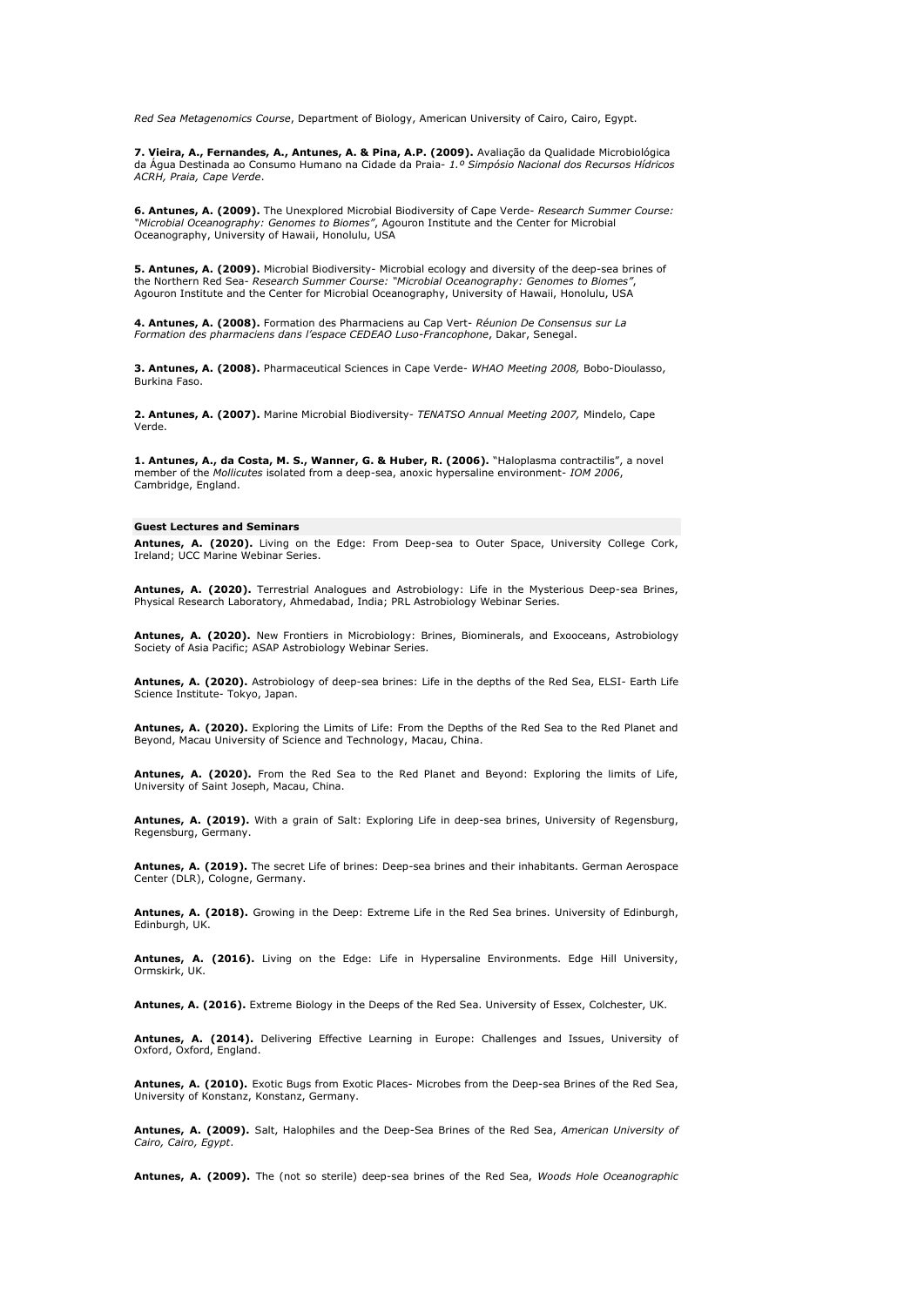*Red Sea Metagenomics Course*, Department of Biology, American University of Cairo, Cairo, Egypt.

**7. Vieira, A., Fernandes, A., Antunes, A. & Pina, A.P. (2009).** Avaliação da Qualidade Microbiológica da Água Destinada ao Consumo Humano na Cidade da Praia- *1.º Simpósio Nacional dos Recursos Hídricos ACRH, Praia, Cape Verde*.

**6. Antunes, A. (2009).** The Unexplored Microbial Biodiversity of Cape Verde- *Research Summer Course: "Microbial Oceanography: Genomes to Biomes"*, Agouron Institute and the Center for Microbial Oceanography, University of Hawaii, Honolulu, USA

**5. Antunes, A. (2009).** Microbial Biodiversity- Microbial ecology and diversity of the deep-sea brines of the Northern Red Sea- *Research Summer Course: "Microbial Oceanography: Genomes to Biomes"*, Agouron Institute and the Center for Microbial Oceanography, University of Hawaii, Honolulu, USA

**4. Antunes, A. (2008).** Formation des Pharmaciens au Cap Vert- *Réunion De Consensus sur La Formation des pharmaciens dans l'espace CEDEAO Luso-Francophone*, Dakar, Senegal.

**3. Antunes, A. (2008).** Pharmaceutical Sciences in Cape Verde- *WHAO Meeting 2008,* Bobo-Dioulasso, Burkina Faso.

**2. Antunes, A. (2007).** Marine Microbial Biodiversity- *TENATSO Annual Meeting 2007,* Mindelo, Cape Verde.

**1. Antunes, A., da Costa, M. S., Wanner, G. & Huber, R. (2006).** "Haloplasma contractilis", a novel member of the *Mollicutes* isolated from a deep-sea, anoxic hypersaline environment- *IOM 2006*, Cambridge, England.

### Guest Lectures and Seminars

**Antunes, A. (2020).** Living on the Edge: From Deep-sea to Outer Space, University College Cork, Ireland; UCC Marine Webinar Series.

**Antunes, A. (2020).** Terrestrial Analogues and Astrobiology: Life in the Mysterious Deep-sea Brines, Physical Research Laboratory, Ahmedabad, India; PRL Astrobiology Webinar Series.

**Antunes, A. (2020).** New Frontiers in Microbiology: Brines, Biominerals, and Exooceans, Astrobiology Society of Asia Pacific; ASAP Astrobiology Webinar Series.

**Antunes, A. (2020).** Astrobiology of deep-sea brines: Life in the depths of the Red Sea, ELSI- Earth Life Science Institute- Tokyo, Japan.

**Antunes, A. (2020).** Exploring the Limits of Life: From the Depths of the Red Sea to the Red Planet and Beyond, Macau University of Science and Technology, Macau, China.

**Antunes, A. (2020).** From the Red Sea to the Red Planet and Beyond: Exploring the limits of Life, University of Saint Joseph, Macau, China.

**Antunes, A. (2019).** With a grain of Salt: Exploring Life in deep-sea brines, University of Regensburg, Regensburg, Germany.

**Antunes, A. (2019).** The secret Life of brines: Deep-sea brines and their inhabitants. German Aerospace Center (DLR), Cologne, Germany.

**Antunes, A. (2018).** Growing in the Deep: Extreme Life in the Red Sea brines. University of Edinburgh, Edinburgh, UK.

**Antunes, A. (2016).** Living on the Edge: Life in Hypersaline Environments. Edge Hill University, Ormskirk, UK.

**Antunes, A. (2016).** Extreme Biology in the Deeps of the Red Sea. University of Essex, Colchester, UK.

**Antunes, A. (2014).** Delivering Effective Learning in Europe: Challenges and Issues, University of Oxford, Oxford, England.

**Antunes, A. (2010).** Exotic Bugs from Exotic Places- Microbes from the Deep-sea Brines of the Red Sea, University of Konstanz, Konstanz, Germany.

**Antunes, A. (2009).** Salt, Halophiles and the Deep-Sea Brines of the Red Sea, *American University of Cairo, Cairo, Egypt*.

**Antunes, A. (2009).** The (not so sterile) deep-sea brines of the Red Sea, *Woods Hole Oceanographic*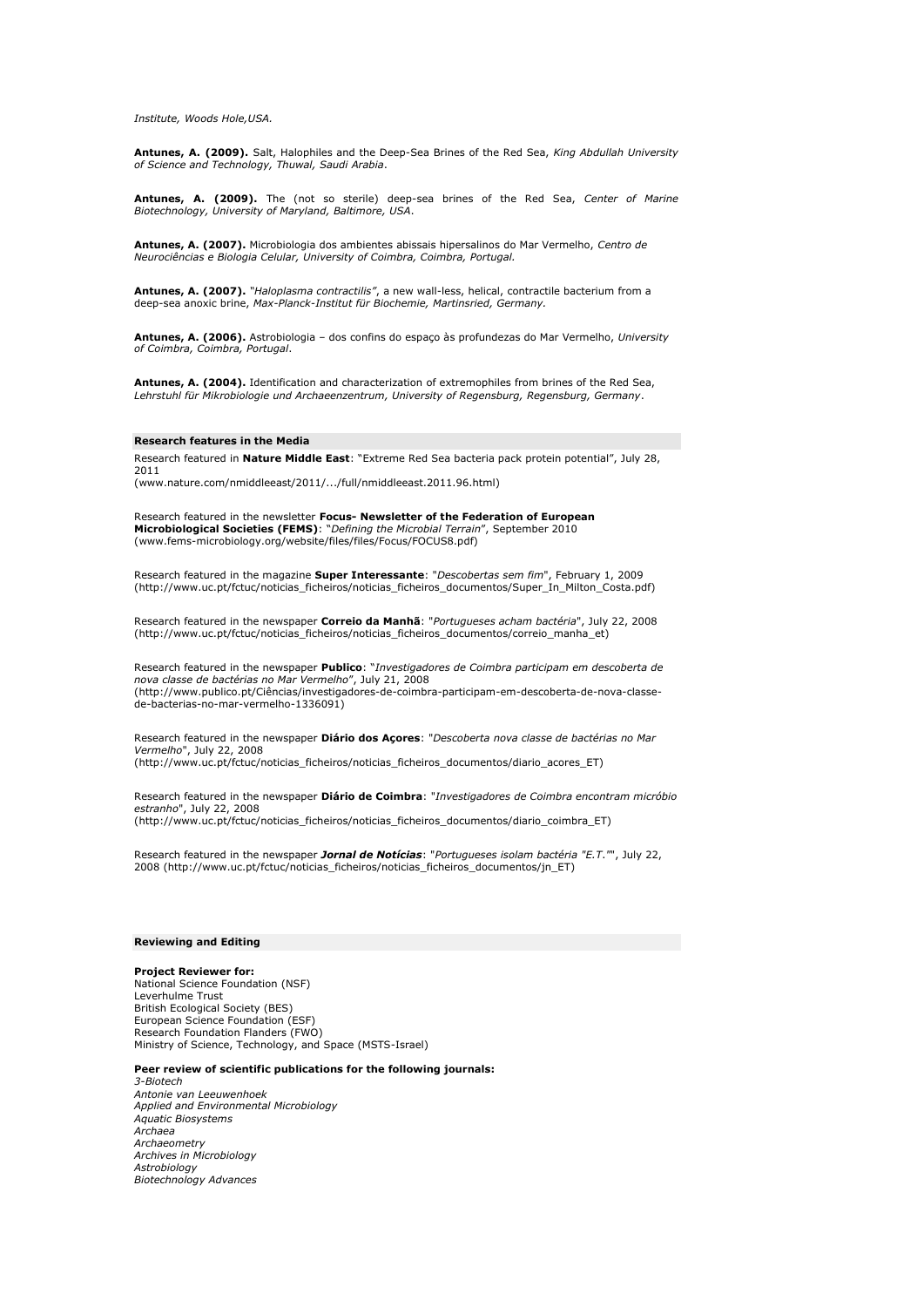*Institute, Woods Hole,USA.*

**Antunes, A. (2009).** Salt, Halophiles and the Deep-Sea Brines of the Red Sea, *King Abdullah University of Science and Technology, Thuwal, Saudi Arabia*.

**Antunes, A. (2009).** The (not so sterile) deep-sea brines of the Red Sea, *Center of Marine Biotechnology, University of Maryland, Baltimore, USA*.

**Antunes, A. (2007).** Microbiologia dos ambientes abissais hipersalinos do Mar Vermelho, *Centro de Neurociências e Biologia Celular, University of Coimbra, Coimbra, Portugal.*

**Antunes, A. (2007).** "*Haloplasma contractilis"*, a new wall-less, helical, contractile bacterium from a deep-sea anoxic brine, *Max-Planck-Institut für Biochemie, Martinsried, Germany.*

**Antunes, A. (2006).** Astrobiologia – dos confins do espaço às profundezas do Mar Vermelho, *University of Coimbra, Coimbra, Portugal*.

**Antunes, A. (2004).** Identification and characterization of extremophiles from brines of the Red Sea, *Lehrstuhl für Mikrobiologie und Archaeenzentrum, University of Regensburg, Regensburg, Germany*.

## Research features in the Media

Research featured in **Nature Middle East**: "Extreme Red Sea bacteria pack protein potential", July 28, 2011
(www.nature.com/nmiddleeast/2011/.../full/nmiddleeast.2011.96.html)

Research featured in the newsletter **Focus- Newsletter of the Federation of European Microbiological Societies (FEMS)**: "*Defining the Microbial Terrain*", September 2010
(www.fems-microbiology.org/website/files/files/Focus/FOCUS8.pdf)

Research featured in the magazine **Super Interessante**: "*Descobertas sem fim*", February 1, 2009
(http://www.uc.pt/fctuc/noticias_ficheiros/noticias_ficheiros_documentos/Super_In_Milton_Costa.pdf)

Research featured in the newspaper **Correio da Manhã**: "*Portugueses acham bactéria*", July 22, 2008
(http://www.uc.pt/fctuc/noticias_ficheiros/noticias_ficheiros_documentos/correio_manha_et)

Research featured in the newspaper **Publico**: "*Investigadores de Coimbra participam em descoberta de nova classe de bactérias no Mar Vermelho*", July 21, 2008
(http://www.publico.pt/Ciências/investigadores-de-coimbra-participam-em-descoberta-de-nova-classe-de-bacterias-no-mar-vermelho-1336091)

Research featured in the newspaper **Diário dos Açores**: "*Descoberta nova classe de bactérias no Mar Vermelho*", July 22, 2008
(http://www.uc.pt/fctuc/noticias_ficheiros/noticias_ficheiros_documentos/diario_acores_ET)

Research featured in the newspaper **Diário de Coimbra**: "*Investigadores de Coimbra encontram micróbio estranho*", July 22, 2008
(http://www.uc.pt/fctuc/noticias_ficheiros/noticias_ficheiros_documentos/diario_coimbra_ET)

Research featured in the newspaper ***Jornal de Notícias***: "*Portugueses isolam bactéria "E.T.""*, July 22, 2008 (http://www.uc.pt/fctuc/noticias_ficheiros/noticias_ficheiros_documentos/jn_ET)

## Reviewing and Editing

**Project Reviewer for:**
National Science Foundation (NSF)
Leverhulme Trust
British Ecological Society (BES)
European Science Foundation (ESF)
Research Foundation Flanders (FWO)
Ministry of Science, Technology, and Space (MSTS-Israel)

**Peer review of scientific publications for the following journals:**
*3-Biotech*
*Antonie van Leeuwenhoek*
*Applied and Environmental Microbiology*
*Aquatic Biosystems*
*Archaea*
*Archaeometry*
*Archives in Microbiology*
*Astrobiology*
*Biotechnology Advances*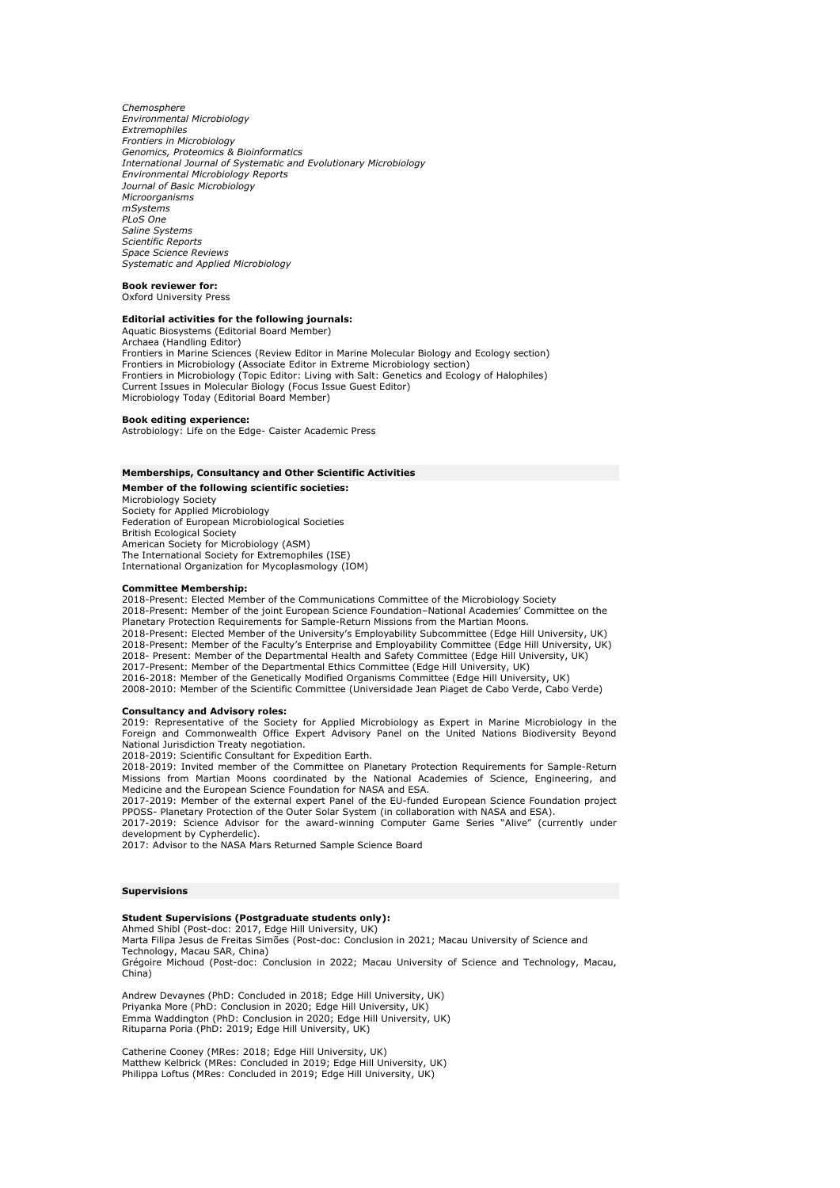*Chemosphere*
*Environmental Microbiology*
*Extremophiles*
*Frontiers in Microbiology*
*Genomics, Proteomics & Bioinformatics*
*International Journal of Systematic and Evolutionary Microbiology*
*Environmental Microbiology Reports*
*Journal of Basic Microbiology*
*Microorganisms*
*mSystems*
*PLoS One*
*Saline Systems*
*Scientific Reports*
*Space Science Reviews*
*Systematic and Applied Microbiology*

**Book reviewer for:**
Oxford University Press

**Editorial activities for the following journals:**
Aquatic Biosystems (Editorial Board Member)
Archaea (Handling Editor)
Frontiers in Marine Sciences (Review Editor in Marine Molecular Biology and Ecology section)
Frontiers in Microbiology (Associate Editor in Extreme Microbiology section)
Frontiers in Microbiology (Topic Editor: Living with Salt: Genetics and Ecology of Halophiles)
Current Issues in Molecular Biology (Focus Issue Guest Editor)
Microbiology Today (Editorial Board Member)

**Book editing experience:**
Astrobiology: Life on the Edge- Caister Academic Press

## Memberships, Consultancy and Other Scientific Activities

**Member of the following scientific societies:**
Microbiology Society
Society for Applied Microbiology
Federation of European Microbiological Societies
British Ecological Society
American Society for Microbiology (ASM)
The International Society for Extremophiles (ISE)
International Organization for Mycoplasmology (IOM)

**Committee Membership:**
2018-Present: Elected Member of the Communications Committee of the Microbiology Society
2018-Present: Member of the joint European Science Foundation–National Academies' Committee on the Planetary Protection Requirements for Sample-Return Missions from the Martian Moons.
2018-Present: Elected Member of the University's Employability Subcommittee (Edge Hill University, UK)
2018-Present: Member of the Faculty's Enterprise and Employability Committee (Edge Hill University, UK)
2018- Present: Member of the Departmental Health and Safety Committee (Edge Hill University, UK)
2017-Present: Member of the Departmental Ethics Committee (Edge Hill University, UK)
2016-2018: Member of the Genetically Modified Organisms Committee (Edge Hill University, UK)
2008-2010: Member of the Scientific Committee (Universidade Jean Piaget de Cabo Verde, Cabo Verde)

**Consultancy and Advisory roles:**
2019: Representative of the Society for Applied Microbiology as Expert in Marine Microbiology in the Foreign and Commonwealth Office Expert Advisory Panel on the United Nations Biodiversity Beyond National Jurisdiction Treaty negotiation.
2018-2019: Scientific Consultant for Expedition Earth.
2018-2019: Invited member of the Committee on Planetary Protection Requirements for Sample-Return Missions from Martian Moons coordinated by the National Academies of Science, Engineering, and Medicine and the European Science Foundation for NASA and ESA.
2017-2019: Member of the external expert Panel of the EU-funded European Science Foundation project PPOSS- Planetary Protection of the Outer Solar System (in collaboration with NASA and ESA).
2017-2019: Science Advisor for the award-winning Computer Game Series "Alive" (currently under development by Cypherdelic).
2017: Advisor to the NASA Mars Returned Sample Science Board

## Supervisions

**Student Supervisions (Postgraduate students only):**
Ahmed Shibl (Post-doc: 2017, Edge Hill University, UK)
Marta Filipa Jesus de Freitas Simões (Post-doc: Conclusion in 2021; Macau University of Science and Technology, Macau SAR, China)
Grégoire Michoud (Post-doc: Conclusion in 2022; Macau University of Science and Technology, Macau, China)

Andrew Devaynes (PhD: Concluded in 2018; Edge Hill University, UK)
Priyanka More (PhD: Conclusion in 2020; Edge Hill University, UK)
Emma Waddington (PhD: Conclusion in 2020; Edge Hill University, UK)
Rituparna Poria (PhD: 2019; Edge Hill University, UK)

Catherine Cooney (MRes: 2018; Edge Hill University, UK)
Matthew Kelbrick (MRes: Concluded in 2019; Edge Hill University, UK)
Philippa Loftus (MRes: Concluded in 2019; Edge Hill University, UK)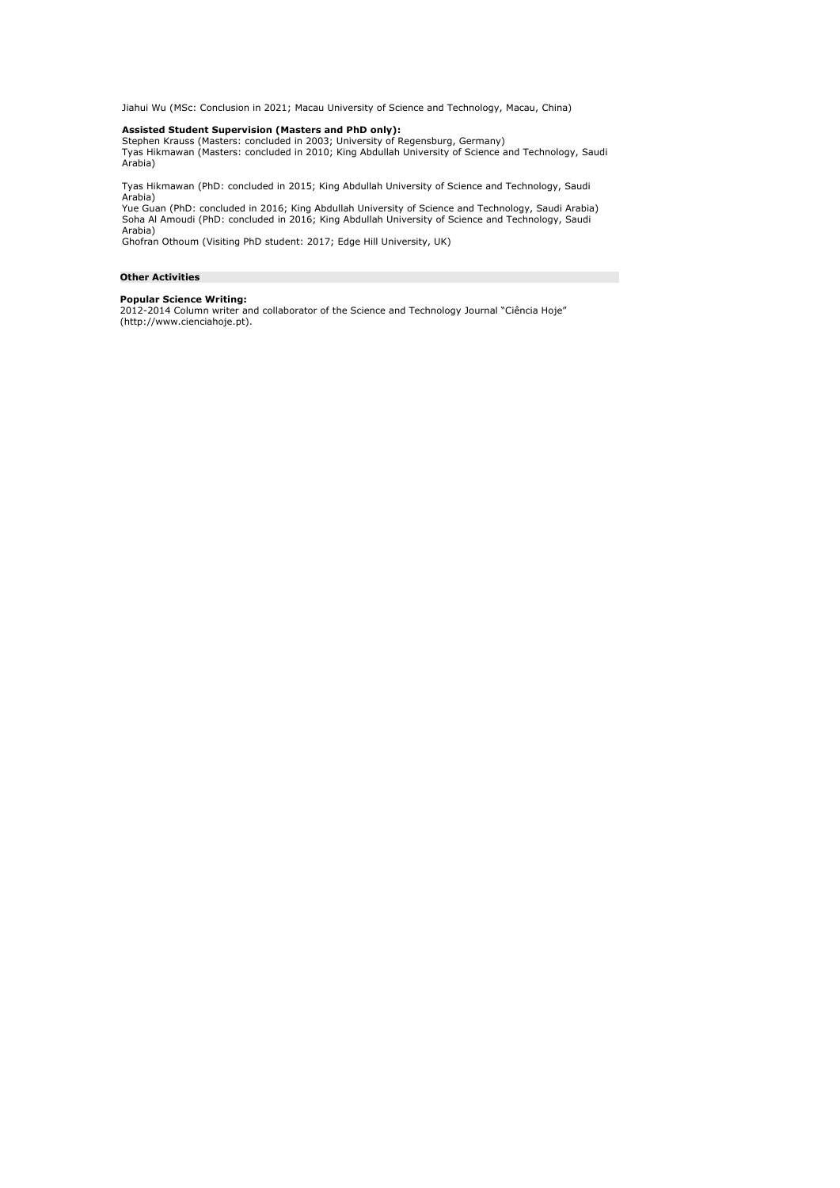Jiahui Wu (MSc: Conclusion in 2021; Macau University of Science and Technology, Macau, China)

**Assisted Student Supervision (Masters and PhD only):**

Stephen Krauss (Masters: concluded in 2003; University of Regensburg, Germany)
Tyas Hikmawan (Masters: concluded in 2010; King Abdullah University of Science and Technology, Saudi Arabia)

Tyas Hikmawan (PhD: concluded in 2015; King Abdullah University of Science and Technology, Saudi Arabia)
Yue Guan (PhD: concluded in 2016; King Abdullah University of Science and Technology, Saudi Arabia)
Soha Al Amoudi (PhD: concluded in 2016; King Abdullah University of Science and Technology, Saudi Arabia)
Ghofran Othoum (Visiting PhD student: 2017; Edge Hill University, UK)

## Other Activities

**Popular Science Writing:**

2012-2014 Column writer and collaborator of the Science and Technology Journal "Ciência Hoje" (http://www.cienciahoje.pt).